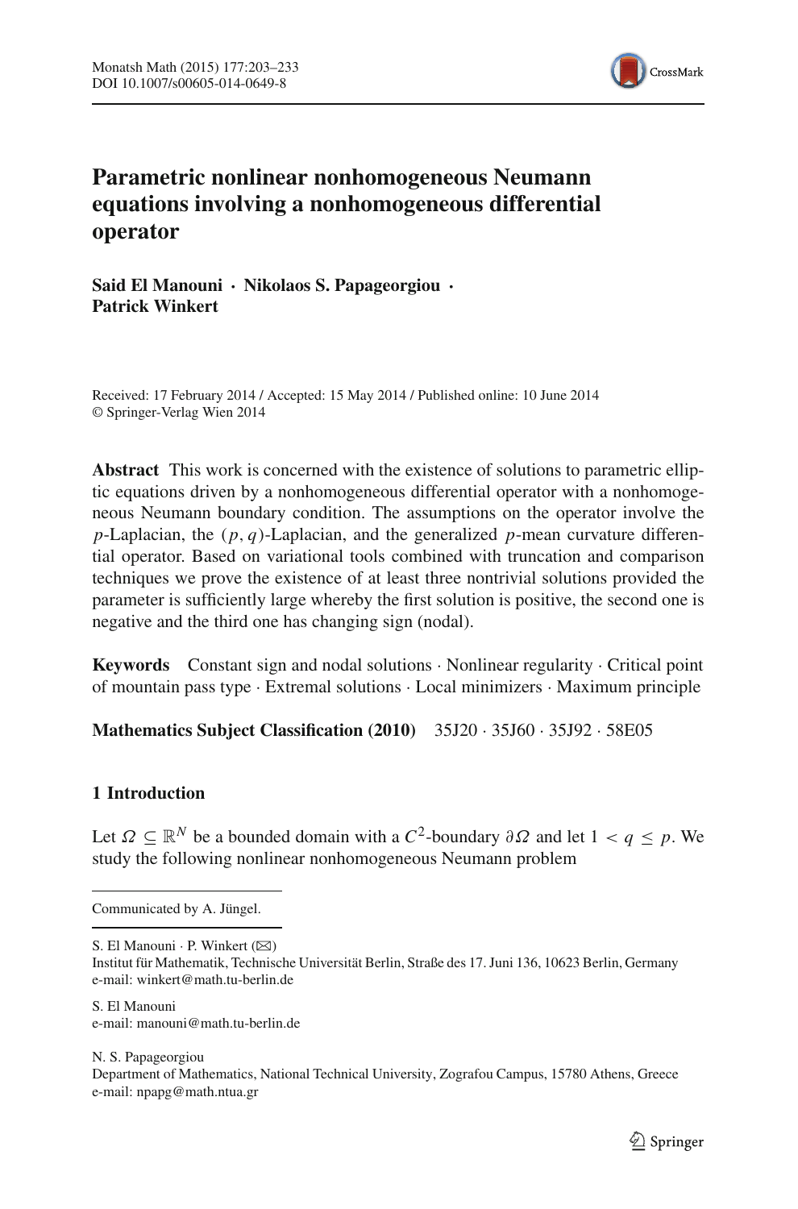# Parametric nonlinear nonhomogeneous Neumann equations involving a nonhomogeneous differential operator

**Said El Manouni · Nikolaos S. Papageorgiou · Patrick Winkert**

Received: 17 February 2014 / Accepted: 15 May 2014 / Published online: 10 June 2014
© Springer-Verlag Wien 2014

**Abstract** This work is concerned with the existence of solutions to parametric elliptic equations driven by a nonhomogeneous differential operator with a nonhomogeneous Neumann boundary condition. The assumptions on the operator involve the $p$-Laplacian, the $(p, q)$-Laplacian, and the generalized $p$-mean curvature differential operator. Based on variational tools combined with truncation and comparison techniques we prove the existence of at least three nontrivial solutions provided the parameter is sufficiently large whereby the first solution is positive, the second one is negative and the third one has changing sign (nodal).

**Keywords** Constant sign and nodal solutions · Nonlinear regularity · Critical point of mountain pass type · Extremal solutions · Local minimizers · Maximum principle

**Mathematics Subject Classification (2010)** 35J20 · 35J60 · 35J92 · 58E05

## 1 Introduction

Let $\Omega \subseteq \mathbb{R}^N$ be a bounded domain with a $C^2$-boundary $\partial\Omega$ and let $1 < q \leq p$. We study the following nonlinear nonhomogeneous Neumann problem

---

Communicated by A. Jüngel.

S. El Manouni · P. Winkert (✉)
Institut für Mathematik, Technische Universität Berlin, Straße des 17. Juni 136, 10623 Berlin, Germany
e-mail: winkert@math.tu-berlin.de

S. El Manouni
e-mail: manouni@math.tu-berlin.de

N. S. Papageorgiou
Department of Mathematics, National Technical University, Zografou Campus, 15780 Athens, Greece
e-mail: npapg@math.ntua.gr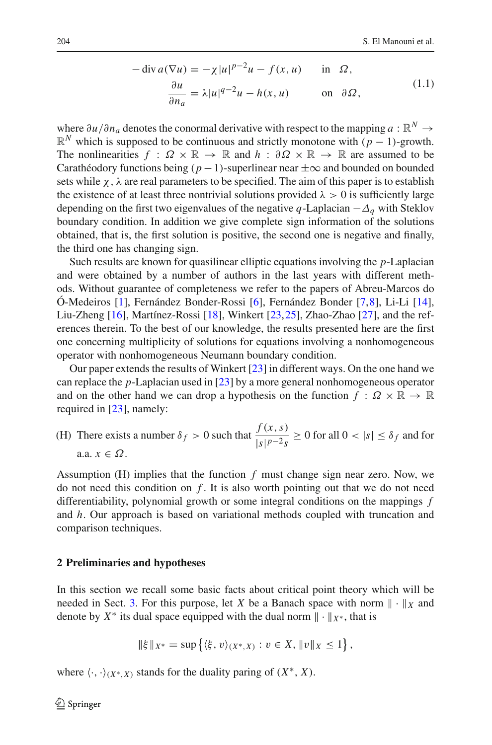$$
\begin{aligned}
-\operatorname{div} a(\nabla u) &= -\chi |u|^{p-2}u - f(x,u) \qquad \text{in} \quad \Omega, \\
\frac{\partial u}{\partial n_a} &= \lambda |u|^{q-2}u - h(x,u) \qquad \text{on} \quad \partial\Omega,
\end{aligned}
\tag{1.1}
$$

where $\partial u/\partial n_a$ denotes the conormal derivative with respect to the mapping $a : \mathbb{R}^N \to \mathbb{R}^N$ which is supposed to be continuous and strictly monotone with $(p-1)$-growth. The nonlinearities $f : \Omega \times \mathbb{R} \to \mathbb{R}$ and $h : \partial\Omega \times \mathbb{R} \to \mathbb{R}$ are assumed to be Carathéodory functions being $(p-1)$-superlinear near $\pm\infty$ and bounded on bounded sets while $\chi$, $\lambda$ are real parameters to be specified. The aim of this paper is to establish the existence of at least three nontrivial solutions provided $\lambda > 0$ is sufficiently large depending on the first two eigenvalues of the negative $q$-Laplacian $-\Delta_q$ with Steklov boundary condition. In addition we give complete sign information of the solutions obtained, that is, the first solution is positive, the second one is negative and finally, the third one has changing sign.

Such results are known for quasilinear elliptic equations involving the $p$-Laplacian and were obtained by a number of authors in the last years with different methods. Without guarantee of completeness we refer to the papers of Abreu-Marcos do Ó-Medeiros [1], Fernández Bonder-Rossi [6], Fernández Bonder [7,8], Li-Li [14], Liu-Zheng [16], Martínez-Rossi [18], Winkert [23,25], Zhao-Zhao [27], and the references therein. To the best of our knowledge, the results presented here are the first one concerning multiplicity of solutions for equations involving a nonhomogeneous operator with nonhomogeneous Neumann boundary condition.

Our paper extends the results of Winkert [23] in different ways. On the one hand we can replace the $p$-Laplacian used in [23] by a more general nonhomogeneous operator and on the other hand we can drop a hypothesis on the function $f : \Omega \times \mathbb{R} \to \mathbb{R}$ required in [23], namely:

(H) There exists a number $\delta_f > 0$ such that $\dfrac{f(x,s)}{|s|^{p-2}s} \geq 0$ for all $0 < |s| \leq \delta_f$ and for a.a. $x \in \Omega$.

Assumption (H) implies that the function $f$ must change sign near zero. Now, we do not need this condition on $f$. It is also worth pointing out that we do not need differentiability, polynomial growth or some integral conditions on the mappings $f$ and $h$. Our approach is based on variational methods coupled with truncation and comparison techniques.

## 2 Preliminaries and hypotheses

In this section we recall some basic facts about critical point theory which will be needed in Sect. 3. For this purpose, let $X$ be a Banach space with norm $\|\cdot\|_X$ and denote by $X^*$ its dual space equipped with the dual norm $\|\cdot\|_{X^*}$, that is

$$
\|\xi\|_{X^*} = \sup\left\{\langle \xi, v\rangle_{(X^*,X)} : v \in X, \|v\|_X \leq 1\right\},
$$

where $\langle\cdot,\cdot\rangle_{(X^*,X)}$ stands for the duality paring of $(X^*, X)$.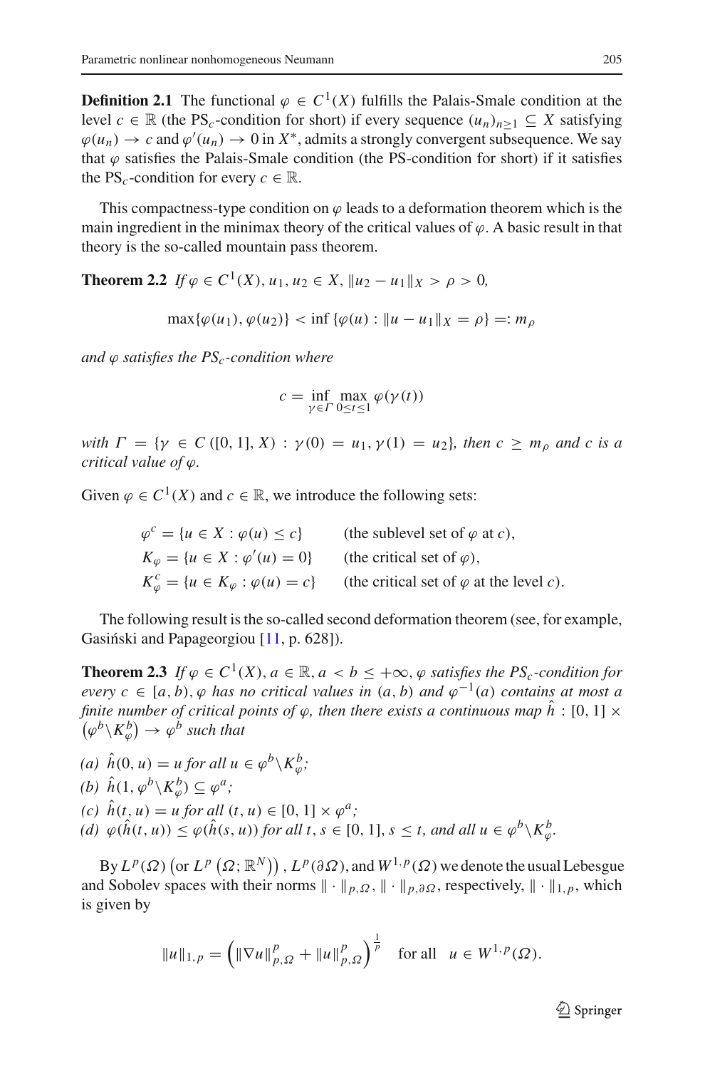**Definition 2.1** The functional $\varphi \in C^1(X)$ fulfills the Palais-Smale condition at the level $c \in \mathbb{R}$ (the PS$_c$-condition for short) if every sequence $(u_n)_{n\geq 1} \subseteq X$ satisfying $\varphi(u_n) \to c$ and $\varphi'(u_n) \to 0$ in $X^*$, admits a strongly convergent subsequence. We say that $\varphi$ satisfies the Palais-Smale condition (the PS-condition for short) if it satisfies the PS$_c$-condition for every $c \in \mathbb{R}$.

This compactness-type condition on $\varphi$ leads to a deformation theorem which is the main ingredient in the minimax theory of the critical values of $\varphi$. A basic result in that theory is the so-called mountain pass theorem.

**Theorem 2.2** *If $\varphi \in C^1(X)$, $u_1, u_2 \in X$, $\|u_2 - u_1\|_X > \rho > 0$,*

$$\max\{\varphi(u_1), \varphi(u_2)\} < \inf\{\varphi(u) : \|u - u_1\|_X = \rho\} =: m_\rho$$

*and $\varphi$ satisfies the PS$_c$-condition where*

$$c = \inf_{\gamma \in \Gamma} \max_{0\leq t\leq 1} \varphi(\gamma(t))$$

*with $\Gamma = \{\gamma \in C([0,1], X) : \gamma(0) = u_1, \gamma(1) = u_2\}$, then $c \geq m_\rho$ and $c$ is a critical value of $\varphi$.*

Given $\varphi \in C^1(X)$ and $c \in \mathbb{R}$, we introduce the following sets:

$\varphi^c = \{u \in X : \varphi(u) \leq c\}$ (the sublevel set of $\varphi$ at $c$),
$K_\varphi = \{u \in X : \varphi'(u) = 0\}$ (the critical set of $\varphi$),
$K_\varphi^c = \{u \in K_\varphi : \varphi(u) = c\}$ (the critical set of $\varphi$ at the level $c$).

The following result is the so-called second deformation theorem (see, for example, Gasiński and Papageorgiou [11, p. 628]).

**Theorem 2.3** *If $\varphi \in C^1(X)$, $a \in \mathbb{R}$, $a < b \leq +\infty$, $\varphi$ satisfies the PS$_c$-condition for every $c \in [a, b)$, $\varphi$ has no critical values in $(a, b)$ and $\varphi^{-1}(a)$ contains at most a finite number of critical points of $\varphi$, then there exists a continuous map $\hat{h} : [0,1] \times \left(\varphi^b \backslash K_\varphi^b\right) \to \varphi^b$ such that*

*(a) $\hat{h}(0, u) = u$ for all $u \in \varphi^b \backslash K_\varphi^b$;*
*(b) $\hat{h}(1, \varphi^b \backslash K_\varphi^b) \subseteq \varphi^a$;*
*(c) $\hat{h}(t, u) = u$ for all $(t, u) \in [0,1] \times \varphi^a$;*
*(d) $\varphi(\hat{h}(t, u)) \leq \varphi(\hat{h}(s, u))$ for all $t, s \in [0,1]$, $s \leq t$, and all $u \in \varphi^b \backslash K_\varphi^b$.*

By $L^p(\Omega)$ $\left(\text{or } L^p\left(\Omega; \mathbb{R}^N\right)\right)$, $L^p(\partial\Omega)$, and $W^{1,p}(\Omega)$ we denote the usual Lebesgue and Sobolev spaces with their norms $\|\cdot\|_{p,\Omega}$, $\|\cdot\|_{p,\partial\Omega}$, respectively, $\|\cdot\|_{1,p}$, which is given by

$$\|u\|_{1,p} = \left(\|\nabla u\|_{p,\Omega}^p + \|u\|_{p,\Omega}^p\right)^{\frac{1}{p}} \quad \text{for all} \quad u \in W^{1,p}(\Omega).$$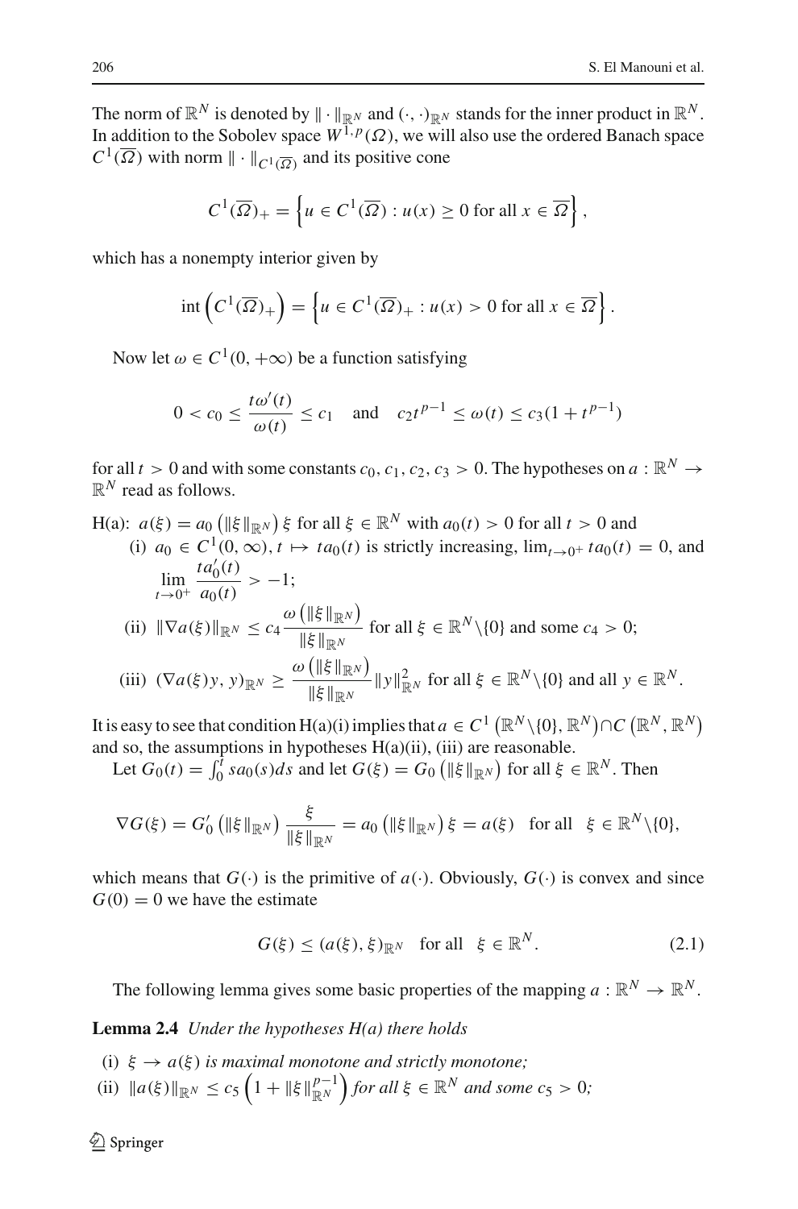The norm of $\mathbb{R}^N$ is denoted by $\|\cdot\|_{\mathbb{R}^N}$ and $(\cdot,\cdot)_{\mathbb{R}^N}$ stands for the inner product in $\mathbb{R}^N$. In addition to the Sobolev space $W^{1,p}(\Omega)$, we will also use the ordered Banach space $C^1(\overline{\Omega})$ with norm $\|\cdot\|_{C^1(\overline{\Omega})}$ and its positive cone

$$C^1(\overline{\Omega})_+ = \left\{ u \in C^1(\overline{\Omega}) : u(x) \geq 0 \text{ for all } x \in \overline{\Omega} \right\},$$

which has a nonempty interior given by

$$\operatorname{int}\left(C^1(\overline{\Omega})_+\right) = \left\{ u \in C^1(\overline{\Omega})_+ : u(x) > 0 \text{ for all } x \in \overline{\Omega} \right\}.$$

Now let $\omega \in C^1(0,+\infty)$ be a function satisfying

$$0 < c_0 \leq \frac{t\omega'(t)}{\omega(t)} \leq c_1 \quad \text{and} \quad c_2 t^{p-1} \leq \omega(t) \leq c_3(1+t^{p-1})$$

for all $t > 0$ and with some constants $c_0, c_1, c_2, c_3 > 0$. The hypotheses on $a : \mathbb{R}^N \to \mathbb{R}^N$ read as follows.

H(a): $a(\xi) = a_0\left(\|\xi\|_{\mathbb{R}^N}\right)\xi$ for all $\xi \in \mathbb{R}^N$ with $a_0(t) > 0$ for all $t > 0$ and

(i) $a_0 \in C^1(0,\infty)$, $t \mapsto t a_0(t)$ is strictly increasing, $\lim_{t\to 0^+} t a_0(t) = 0$, and $\lim\limits_{t\to 0^+} \dfrac{t a_0'(t)}{a_0(t)} > -1$;

(ii) $\|\nabla a(\xi)\|_{\mathbb{R}^N} \leq c_4 \dfrac{\omega\left(\|\xi\|_{\mathbb{R}^N}\right)}{\|\xi\|_{\mathbb{R}^N}}$ for all $\xi \in \mathbb{R}^N\backslash\{0\}$ and some $c_4 > 0$;

(iii) $(\nabla a(\xi) y, y)_{\mathbb{R}^N} \geq \dfrac{\omega\left(\|\xi\|_{\mathbb{R}^N}\right)}{\|\xi\|_{\mathbb{R}^N}} \|y\|^2_{\mathbb{R}^N}$ for all $\xi \in \mathbb{R}^N\backslash\{0\}$ and all $y \in \mathbb{R}^N$.

It is easy to see that condition H(a)(i) implies that $a \in C^1\left(\mathbb{R}^N\backslash\{0\}, \mathbb{R}^N\right) \cap C\left(\mathbb{R}^N, \mathbb{R}^N\right)$ and so, the assumptions in hypotheses H(a)(ii), (iii) are reasonable.

Let $G_0(t) = \int_0^t s a_0(s) ds$ and let $G(\xi) = G_0\left(\|\xi\|_{\mathbb{R}^N}\right)$ for all $\xi \in \mathbb{R}^N$. Then

$$\nabla G(\xi) = G_0'\left(\|\xi\|_{\mathbb{R}^N}\right) \frac{\xi}{\|\xi\|_{\mathbb{R}^N}} = a_0\left(\|\xi\|_{\mathbb{R}^N}\right)\xi = a(\xi) \quad \text{for all} \quad \xi \in \mathbb{R}^N\backslash\{0\},$$

which means that $G(\cdot)$ is the primitive of $a(\cdot)$. Obviously, $G(\cdot)$ is convex and since $G(0) = 0$ we have the estimate

$$G(\xi) \leq (a(\xi), \xi)_{\mathbb{R}^N} \quad \text{for all} \quad \xi \in \mathbb{R}^N. \tag{2.1}$$

The following lemma gives some basic properties of the mapping $a : \mathbb{R}^N \to \mathbb{R}^N$.

**Lemma 2.4** *Under the hypotheses H(a) there holds*

(i) $\xi \to a(\xi)$ *is maximal monotone and strictly monotone;*

(ii) $\|a(\xi)\|_{\mathbb{R}^N} \leq c_5\left(1 + \|\xi\|^{p-1}_{\mathbb{R}^N}\right)$ *for all* $\xi \in \mathbb{R}^N$ *and some* $c_5 > 0$*;*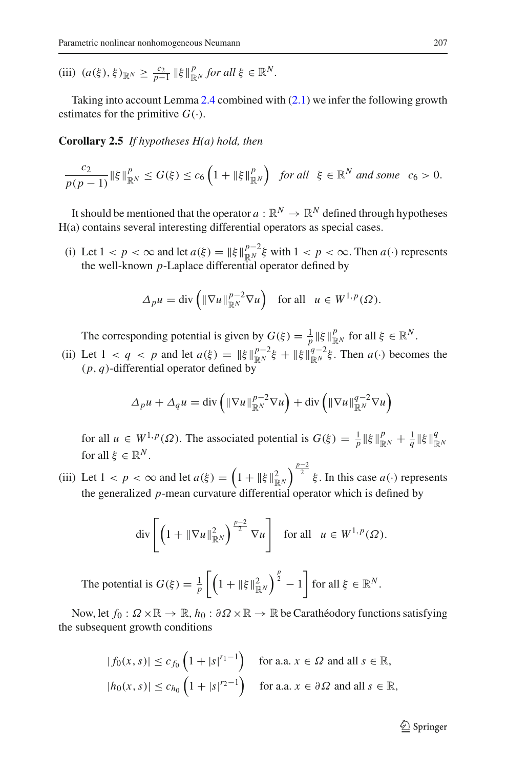(iii) $(a(\xi), \xi)_{\mathbb{R}^N} \geq \frac{c_2}{p-1} \|\xi\|_{\mathbb{R}^N}^p$ *for all* $\xi \in \mathbb{R}^N$.

Taking into account Lemma 2.4 combined with (2.1) we infer the following growth estimates for the primitive $G(\cdot)$.

**Corollary 2.5** *If hypotheses H(a) hold, then*

$$\frac{c_2}{p(p-1)} \|\xi\|_{\mathbb{R}^N}^p \leq G(\xi) \leq c_6 \left(1 + \|\xi\|_{\mathbb{R}^N}^p\right) \quad \textit{for all} \;\; \xi \in \mathbb{R}^N \textit{ and some } \;\; c_6 > 0.$$

It should be mentioned that the operator $a : \mathbb{R}^N \to \mathbb{R}^N$ defined through hypotheses H(a) contains several interesting differential operators as special cases.

(i) Let $1 < p < \infty$ and let $a(\xi) = \|\xi\|_{\mathbb{R}^N}^{p-2} \xi$ with $1 < p < \infty$. Then $a(\cdot)$ represents the well-known $p$-Laplace differential operator defined by

$$\Delta_p u = \operatorname{div}\left(\|\nabla u\|_{\mathbb{R}^N}^{p-2} \nabla u\right) \quad \text{for all} \quad u \in W^{1,p}(\Omega).$$

The corresponding potential is given by $G(\xi) = \frac{1}{p}\|\xi\|_{\mathbb{R}^N}^p$ for all $\xi \in \mathbb{R}^N$.

(ii) Let $1 < q < p$ and let $a(\xi) = \|\xi\|_{\mathbb{R}^N}^{p-2}\xi + \|\xi\|_{\mathbb{R}^N}^{q-2}\xi$. Then $a(\cdot)$ becomes the $(p, q)$-differential operator defined by

$$\Delta_p u + \Delta_q u = \operatorname{div}\left(\|\nabla u\|_{\mathbb{R}^N}^{p-2} \nabla u\right) + \operatorname{div}\left(\|\nabla u\|_{\mathbb{R}^N}^{q-2} \nabla u\right)$$

for all $u \in W^{1,p}(\Omega)$. The associated potential is $G(\xi) = \frac{1}{p}\|\xi\|_{\mathbb{R}^N}^p + \frac{1}{q}\|\xi\|_{\mathbb{R}^N}^q$ for all $\xi \in \mathbb{R}^N$.

(iii) Let $1 < p < \infty$ and let $a(\xi) = \left(1 + \|\xi\|_{\mathbb{R}^N}^2\right)^{\frac{p-2}{2}} \xi$. In this case $a(\cdot)$ represents the generalized $p$-mean curvature differential operator which is defined by

$$\operatorname{div}\left[\left(1 + \|\nabla u\|_{\mathbb{R}^N}^2\right)^{\frac{p-2}{2}} \nabla u\right] \quad \text{for all} \quad u \in W^{1,p}(\Omega).$$

The potential is $G(\xi) = \frac{1}{p}\left[\left(1 + \|\xi\|_{\mathbb{R}^N}^2\right)^{\frac{p}{2}} - 1\right]$ for all $\xi \in \mathbb{R}^N$.

Now, let $f_0 : \Omega \times \mathbb{R} \to \mathbb{R}$, $h_0 : \partial\Omega \times \mathbb{R} \to \mathbb{R}$ be Carathéodory functions satisfying the subsequent growth conditions

$$|f_0(x, s)| \leq c_{f_0}\left(1 + |s|^{r_1 - 1}\right) \quad \text{for a.a. } x \in \Omega \text{ and all } s \in \mathbb{R},$$

$$|h_0(x, s)| \leq c_{h_0}\left(1 + |s|^{r_2 - 1}\right) \quad \text{for a.a. } x \in \partial\Omega \text{ and all } s \in \mathbb{R},$$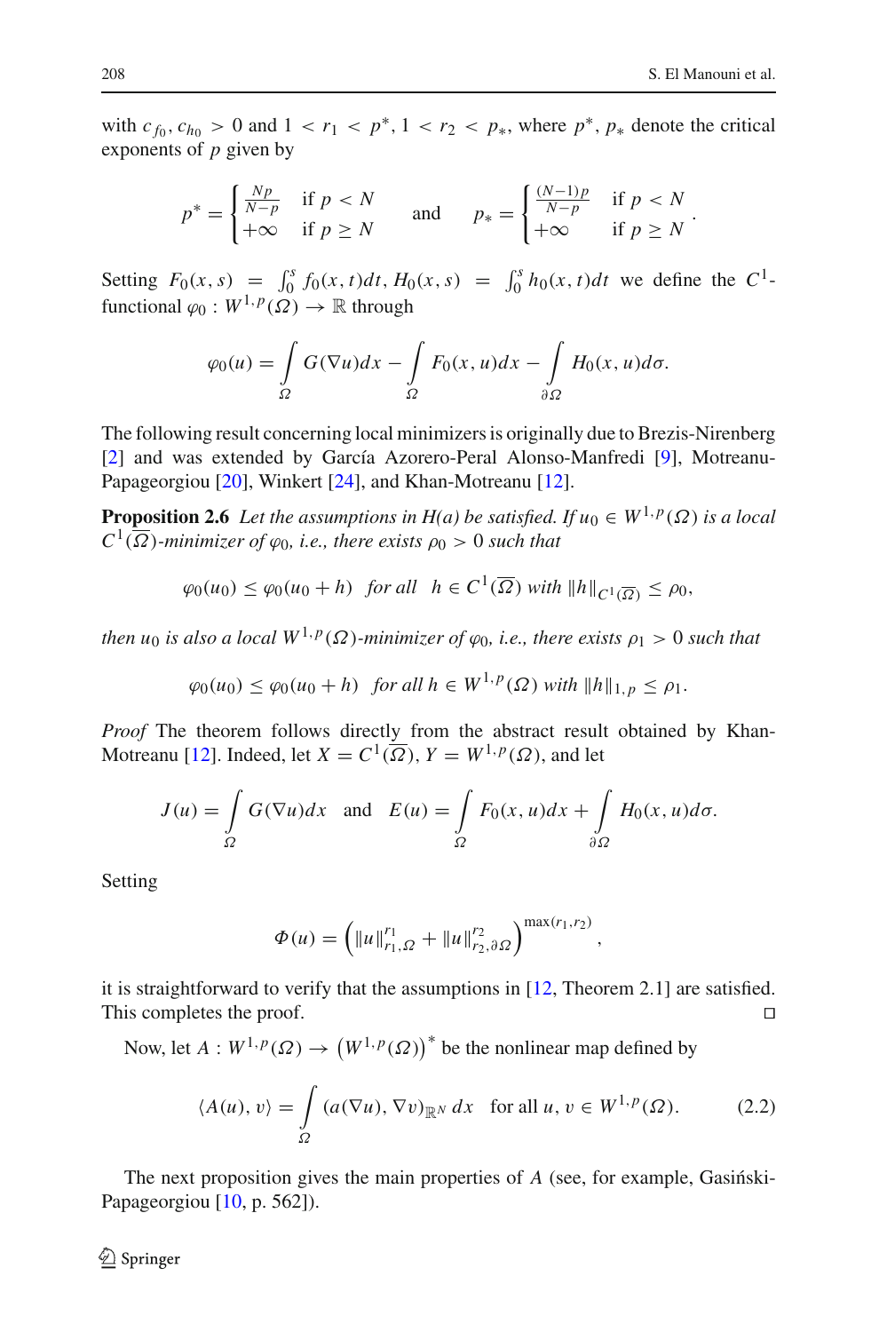with $c_{f_0}, c_{h_0} > 0$ and $1 < r_1 < p^*$, $1 < r_2 < p_*$, where $p^*$, $p_*$ denote the critical exponents of $p$ given by

$$p^* = \begin{cases} \frac{Np}{N-p} & \text{if } p < N \\ +\infty & \text{if } p \geq N \end{cases} \quad \text{and} \quad p_* = \begin{cases} \frac{(N-1)p}{N-p} & \text{if } p < N \\ +\infty & \text{if } p \geq N \end{cases}.$$

Setting $F_0(x,s) = \int_0^s f_0(x,t)dt$, $H_0(x,s) = \int_0^s h_0(x,t)dt$ we define the $C^1$-functional $\varphi_0 : W^{1,p}(\Omega) \to \mathbb{R}$ through

$$\varphi_0(u) = \int_\Omega G(\nabla u)dx - \int_\Omega F_0(x,u)dx - \int_{\partial\Omega} H_0(x,u)d\sigma.$$

The following result concerning local minimizers is originally due to Brezis-Nirenberg [2] and was extended by García Azorero-Peral Alonso-Manfredi [9], Motreanu-Papageorgiou [20], Winkert [24], and Khan-Motreanu [12].

**Proposition 2.6** *Let the assumptions in H(a) be satisfied. If $u_0 \in W^{1,p}(\Omega)$ is a local $C^1(\overline{\Omega})$-minimizer of $\varphi_0$, i.e., there exists $\rho_0 > 0$ such that*

$$\varphi_0(u_0) \leq \varphi_0(u_0 + h) \quad \text{for all} \quad h \in C^1(\overline{\Omega}) \text{ with } \|h\|_{C^1(\overline{\Omega})} \leq \rho_0,$$

*then $u_0$ is also a local $W^{1,p}(\Omega)$-minimizer of $\varphi_0$, i.e., there exists $\rho_1 > 0$ such that*

$$\varphi_0(u_0) \leq \varphi_0(u_0 + h) \quad \text{for all } h \in W^{1,p}(\Omega) \text{ with } \|h\|_{1,p} \leq \rho_1.$$

*Proof* The theorem follows directly from the abstract result obtained by Khan-Motreanu [12]. Indeed, let $X = C^1(\overline{\Omega})$, $Y = W^{1,p}(\Omega)$, and let

$$J(u) = \int_\Omega G(\nabla u)dx \quad \text{and} \quad E(u) = \int_\Omega F_0(x,u)dx + \int_{\partial\Omega} H_0(x,u)d\sigma.$$

Setting

$$\Phi(u) = \left(\|u\|_{r_1,\Omega}^{r_1} + \|u\|_{r_2,\partial\Omega}^{r_2}\right)^{\max(r_1,r_2)},$$

it is straightforward to verify that the assumptions in [12, Theorem 2.1] are satisfied. This completes the proof. ◻

Now, let $A : W^{1,p}(\Omega) \to \left(W^{1,p}(\Omega)\right)^*$ be the nonlinear map defined by

$$\langle A(u), v\rangle = \int_\Omega (a(\nabla u), \nabla v)_{\mathbb{R}^N}\, dx \quad \text{for all } u, v \in W^{1,p}(\Omega). \tag{2.2}$$

The next proposition gives the main properties of $A$ (see, for example, Gasiński-Papageorgiou [10, p. 562]).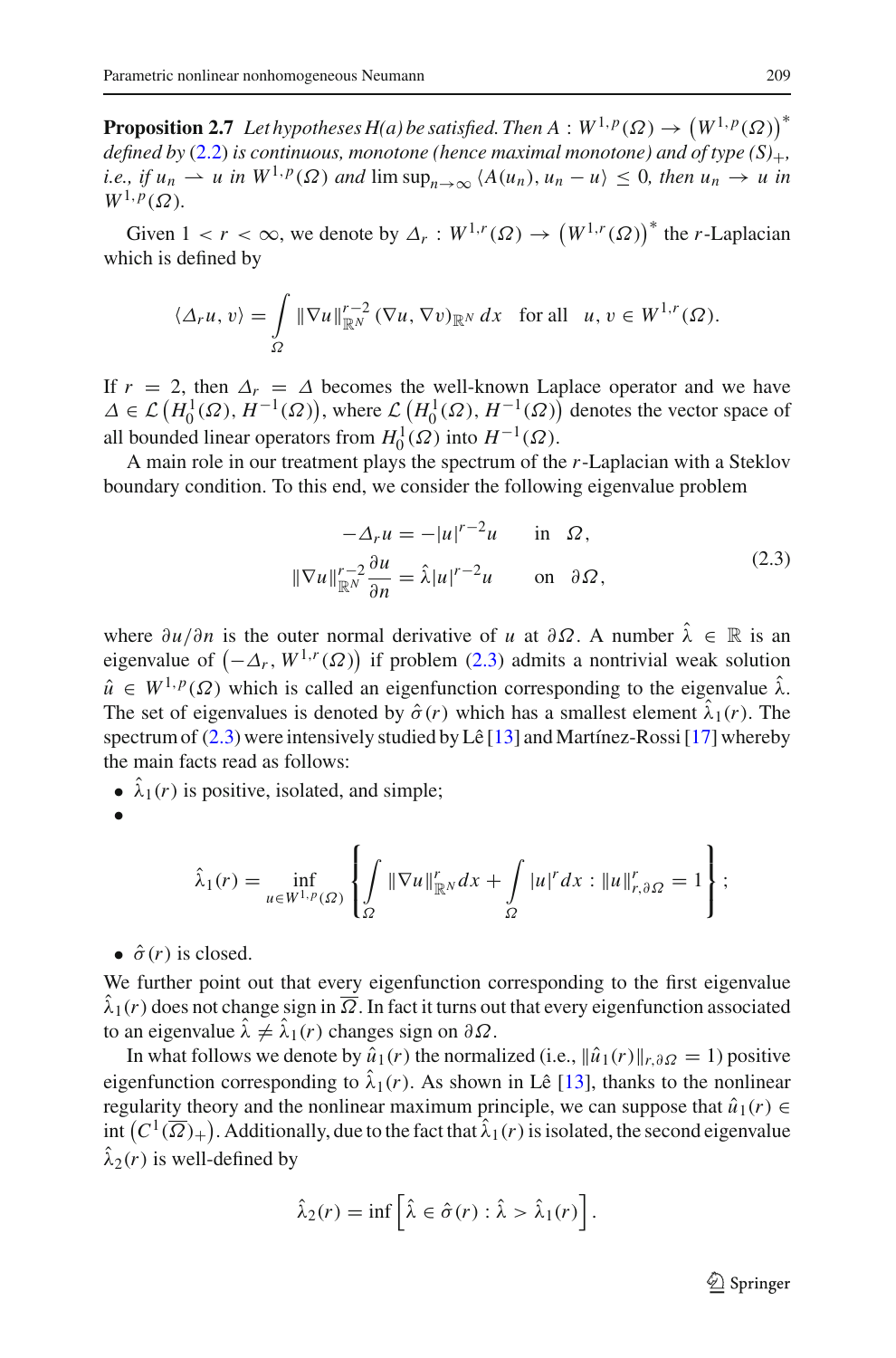**Proposition 2.7** *Let hypotheses H(a) be satisfied. Then* $A : W^{1,p}(\Omega) \to \left(W^{1,p}(\Omega)\right)^*$ *defined by* (2.2) *is continuous, monotone (hence maximal monotone) and of type* $(S)_+$, *i.e., if* $u_n \rightharpoonup u$ *in* $W^{1,p}(\Omega)$ *and* $\limsup_{n\to\infty} \langle A(u_n), u_n - u\rangle \leq 0$, *then* $u_n \to u$ *in* $W^{1,p}(\Omega)$.

Given $1 < r < \infty$, we denote by $\Delta_r : W^{1,r}(\Omega) \to \left(W^{1,r}(\Omega)\right)^*$ the $r$-Laplacian which is defined by

$$\langle \Delta_r u, v\rangle = \int_\Omega \|\nabla u\|_{\mathbb{R}^N}^{r-2} (\nabla u, \nabla v)_{\mathbb{R}^N}\, dx \quad \text{for all} \quad u, v \in W^{1,r}(\Omega).$$

If $r = 2$, then $\Delta_r = \Delta$ becomes the well-known Laplace operator and we have $\Delta \in \mathcal{L}\left(H_0^1(\Omega), H^{-1}(\Omega)\right)$, where $\mathcal{L}\left(H_0^1(\Omega), H^{-1}(\Omega)\right)$ denotes the vector space of all bounded linear operators from $H_0^1(\Omega)$ into $H^{-1}(\Omega)$.

A main role in our treatment plays the spectrum of the $r$-Laplacian with a Steklov boundary condition. To this end, we consider the following eigenvalue problem

$$\begin{aligned} -\Delta_r u &= -|u|^{r-2}u \qquad \text{in} \quad \Omega, \\ \|\nabla u\|_{\mathbb{R}^N}^{r-2} \frac{\partial u}{\partial n} &= \hat{\lambda}|u|^{r-2}u \qquad \text{on} \quad \partial\Omega, \end{aligned} \tag{2.3}$$

where $\partial u/\partial n$ is the outer normal derivative of $u$ at $\partial\Omega$. A number $\hat{\lambda} \in \mathbb{R}$ is an eigenvalue of $\left(-\Delta_r, W^{1,r}(\Omega)\right)$ if problem (2.3) admits a nontrivial weak solution $\hat{u} \in W^{1,p}(\Omega)$ which is called an eigenfunction corresponding to the eigenvalue $\hat{\lambda}$. The set of eigenvalues is denoted by $\hat{\sigma}(r)$ which has a smallest element $\hat{\lambda}_1(r)$. The spectrum of (2.3) were intensively studied by Lê [13] and Martínez-Rossi [17] whereby the main facts read as follows:

- $\hat{\lambda}_1(r)$ is positive, isolated, and simple;
- $$\hat{\lambda}_1(r) = \inf_{u \in W^{1,p}(\Omega)} \left\{ \int_\Omega \|\nabla u\|_{\mathbb{R}^N}^r dx + \int_\Omega |u|^r dx : \|u\|_{r,\partial\Omega}^r = 1 \right\};$$
- $\hat{\sigma}(r)$ is closed.

We further point out that every eigenfunction corresponding to the first eigenvalue $\hat{\lambda}_1(r)$ does not change sign in $\overline{\Omega}$. In fact it turns out that every eigenfunction associated to an eigenvalue $\hat{\lambda} \neq \hat{\lambda}_1(r)$ changes sign on $\partial\Omega$.

In what follows we denote by $\hat{u}_1(r)$ the normalized (i.e., $\|\hat{u}_1(r)\|_{r,\partial\Omega} = 1$) positive eigenfunction corresponding to $\hat{\lambda}_1(r)$. As shown in Lê [13], thanks to the nonlinear regularity theory and the nonlinear maximum principle, we can suppose that $\hat{u}_1(r) \in \operatorname{int}\left(C^1(\overline{\Omega})_+\right)$. Additionally, due to the fact that $\hat{\lambda}_1(r)$ is isolated, the second eigenvalue $\hat{\lambda}_2(r)$ is well-defined by

$$\hat{\lambda}_2(r) = \inf\left[\hat{\lambda} \in \hat{\sigma}(r) : \hat{\lambda} > \hat{\lambda}_1(r)\right].$$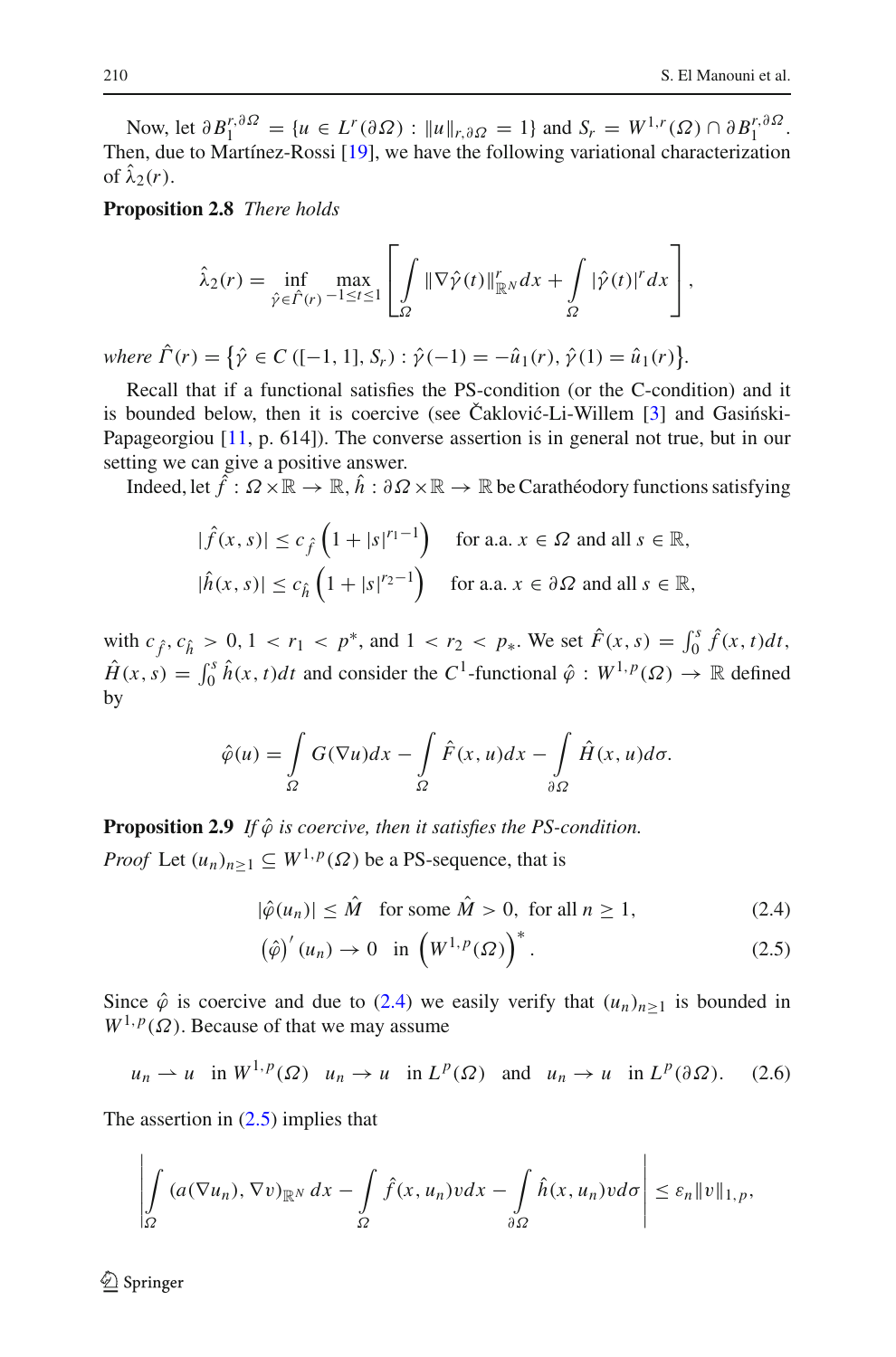Now, let $\partial B_1^{r,\partial\Omega} = \{u \in L^r(\partial\Omega) : \|u\|_{r,\partial\Omega} = 1\}$ and $S_r = W^{1,r}(\Omega) \cap \partial B_1^{r,\partial\Omega}$. Then, due to Martínez-Rossi [19], we have the following variational characterization of $\hat{\lambda}_2(r)$.

**Proposition 2.8** *There holds*

$$\hat{\lambda}_2(r) = \inf_{\hat{\gamma} \in \hat{\Gamma}(r)} \max_{-1 \le t \le 1} \left[ \int_\Omega \|\nabla \hat{\gamma}(t)\|_{\mathbb{R}^N}^r dx + \int_\Omega |\hat{\gamma}(t)|^r dx \right],$$

*where* $\hat{\Gamma}(r) = \left\{ \hat{\gamma} \in C([-1,1], S_r) : \hat{\gamma}(-1) = -\hat{u}_1(r), \hat{\gamma}(1) = \hat{u}_1(r) \right\}$.

Recall that if a functional satisfies the PS-condition (or the C-condition) and it is bounded below, then it is coercive (see Čaklović-Li-Willem [3] and Gasiński-Papageorgiou [11, p. 614]). The converse assertion is in general not true, but in our setting we can give a positive answer.

Indeed, let $\hat{f} : \Omega \times \mathbb{R} \to \mathbb{R}$, $\hat{h} : \partial\Omega \times \mathbb{R} \to \mathbb{R}$ be Carathéodory functions satisfying

$$|\hat{f}(x,s)| \le c_{\hat{f}} \left(1 + |s|^{r_1 - 1}\right) \quad \text{for a.a. } x \in \Omega \text{ and all } s \in \mathbb{R},$$
$$|\hat{h}(x,s)| \le c_{\hat{h}} \left(1 + |s|^{r_2 - 1}\right) \quad \text{for a.a. } x \in \partial\Omega \text{ and all } s \in \mathbb{R},$$

with $c_{\hat{f}}, c_{\hat{h}} > 0$, $1 < r_1 < p^*$, and $1 < r_2 < p_*$. We set $\hat{F}(x,s) = \int_0^s \hat{f}(x,t)dt$, $\hat{H}(x,s) = \int_0^s \hat{h}(x,t)dt$ and consider the $C^1$-functional $\hat{\varphi} : W^{1,p}(\Omega) \to \mathbb{R}$ defined by

$$\hat{\varphi}(u) = \int_\Omega G(\nabla u)dx - \int_\Omega \hat{F}(x,u)dx - \int_{\partial\Omega} \hat{H}(x,u)d\sigma.$$

**Proposition 2.9** *If $\hat{\varphi}$ is coercive, then it satisfies the PS-condition.*

*Proof* Let $(u_n)_{n\ge1} \subseteq W^{1,p}(\Omega)$ be a PS-sequence, that is

$$|\hat{\varphi}(u_n)| \le \hat{M} \quad \text{for some } \hat{M} > 0, \text{ for all } n \ge 1, \tag{2.4}$$
$$\left(\hat{\varphi}\right)'(u_n) \to 0 \quad \text{in } \left(W^{1,p}(\Omega)\right)^*. \tag{2.5}$$

Since $\hat{\varphi}$ is coercive and due to (2.4) we easily verify that $(u_n)_{n\ge1}$ is bounded in $W^{1,p}(\Omega)$. Because of that we may assume

$$u_n \rightharpoonup u \quad \text{in } W^{1,p}(\Omega) \quad u_n \to u \quad \text{in } L^p(\Omega) \quad \text{and} \quad u_n \to u \quad \text{in } L^p(\partial\Omega). \tag{2.6}$$

The assertion in (2.5) implies that

$$\left| \int_\Omega (a(\nabla u_n), \nabla v)_{\mathbb{R}^N} dx - \int_\Omega \hat{f}(x,u_n)v dx - \int_{\partial\Omega} \hat{h}(x,u_n)v d\sigma \right| \le \varepsilon_n \|v\|_{1,p},$$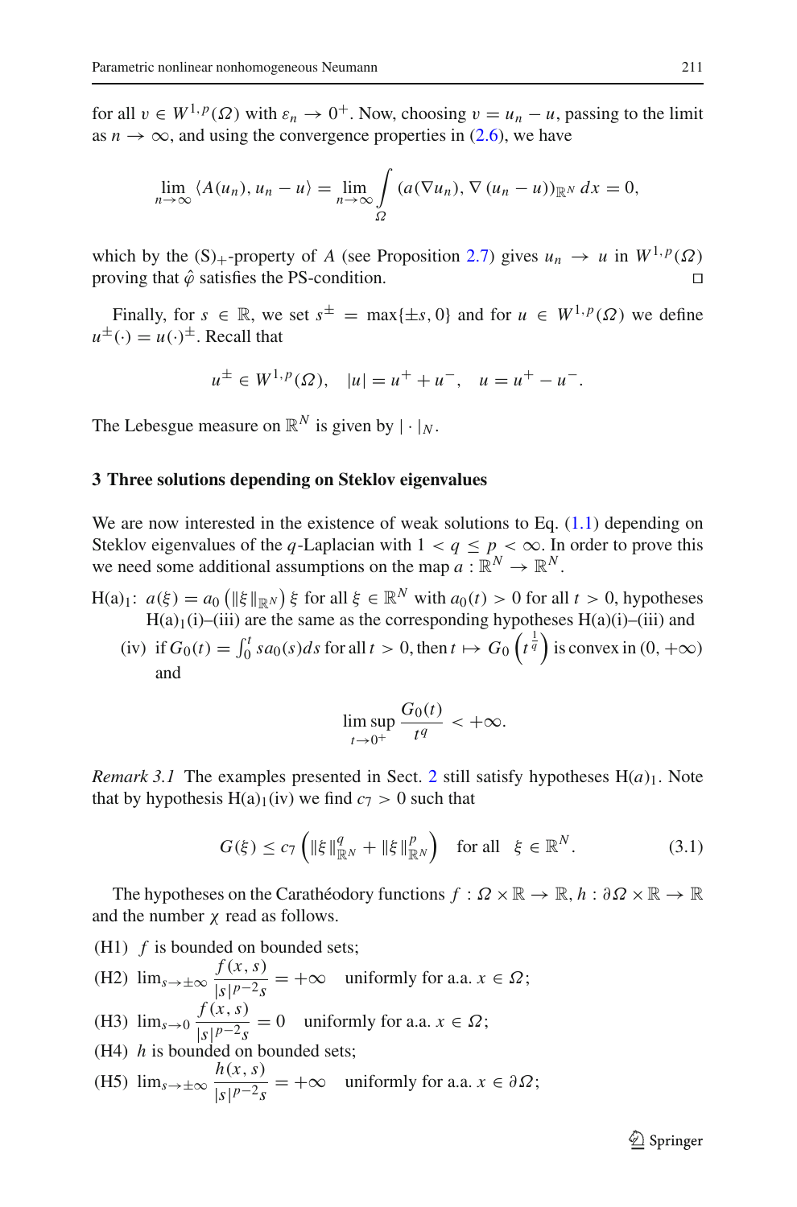for all $v \in W^{1,p}(\Omega)$ with $\varepsilon_n \to 0^+$. Now, choosing $v = u_n - u$, passing to the limit as $n \to \infty$, and using the convergence properties in (2.6), we have

$$\lim_{n\to\infty} \langle A(u_n), u_n - u\rangle = \lim_{n\to\infty} \int_\Omega (a(\nabla u_n), \nabla (u_n - u))_{\mathbb{R}^N}\, dx = 0,$$

which by the $(S)_+$-property of $A$ (see Proposition 2.7) gives $u_n \to u$ in $W^{1,p}(\Omega)$ proving that $\hat{\varphi}$ satisfies the PS-condition. □

Finally, for $s \in \mathbb{R}$, we set $s^\pm = \max\{\pm s, 0\}$ and for $u \in W^{1,p}(\Omega)$ we define $u^\pm(\cdot) = u(\cdot)^\pm$. Recall that

$$u^\pm \in W^{1,p}(\Omega), \quad |u| = u^+ + u^-, \quad u = u^+ - u^-.$$

The Lebesgue measure on $\mathbb{R}^N$ is given by $|\cdot|_N$.

## 3 Three solutions depending on Steklov eigenvalues

We are now interested in the existence of weak solutions to Eq. (1.1) depending on Steklov eigenvalues of the $q$-Laplacian with $1 < q \le p < \infty$. In order to prove this we need some additional assumptions on the map $a : \mathbb{R}^N \to \mathbb{R}^N$.

H(a)$_1$: $a(\xi) = a_0\left(\|\xi\|_{\mathbb{R}^N}\right)\xi$ for all $\xi \in \mathbb{R}^N$ with $a_0(t) > 0$ for all $t > 0$, hypotheses H(a)$_1$(i)–(iii) are the same as the corresponding hypotheses H(a)(i)–(iii) and

(iv) if $G_0(t) = \int_0^t s a_0(s) ds$ for all $t > 0$, then $t \mapsto G_0\left(t^{\frac{1}{q}}\right)$ is convex in $(0, +\infty)$ and

$$\limsup_{t\to 0^+} \frac{G_0(t)}{t^q} < +\infty.$$

*Remark 3.1* The examples presented in Sect. 2 still satisfy hypotheses H$(a)_1$. Note that by hypothesis H(a)$_1$(iv) we find $c_7 > 0$ such that

$$G(\xi) \le c_7 \left(\|\xi\|^q_{\mathbb{R}^N} + \|\xi\|^p_{\mathbb{R}^N}\right) \quad \text{for all} \quad \xi \in \mathbb{R}^N. \tag{3.1}$$

The hypotheses on the Carathéodory functions $f : \Omega \times \mathbb{R} \to \mathbb{R}$, $h : \partial\Omega \times \mathbb{R} \to \mathbb{R}$ and the number $\chi$ read as follows.

(H1) $f$ is bounded on bounded sets;

(H2) $\lim_{s\to\pm\infty} \dfrac{f(x,s)}{|s|^{p-2}s} = +\infty$ uniformly for a.a. $x \in \Omega$;

(H3) $\lim_{s\to 0} \dfrac{f(x,s)}{|s|^{p-2}s} = 0$ uniformly for a.a. $x \in \Omega$;

(H4) $h$ is bounded on bounded sets;

(H5) $\lim_{s\to\pm\infty} \dfrac{h(x,s)}{|s|^{p-2}s} = +\infty$ uniformly for a.a. $x \in \partial\Omega$;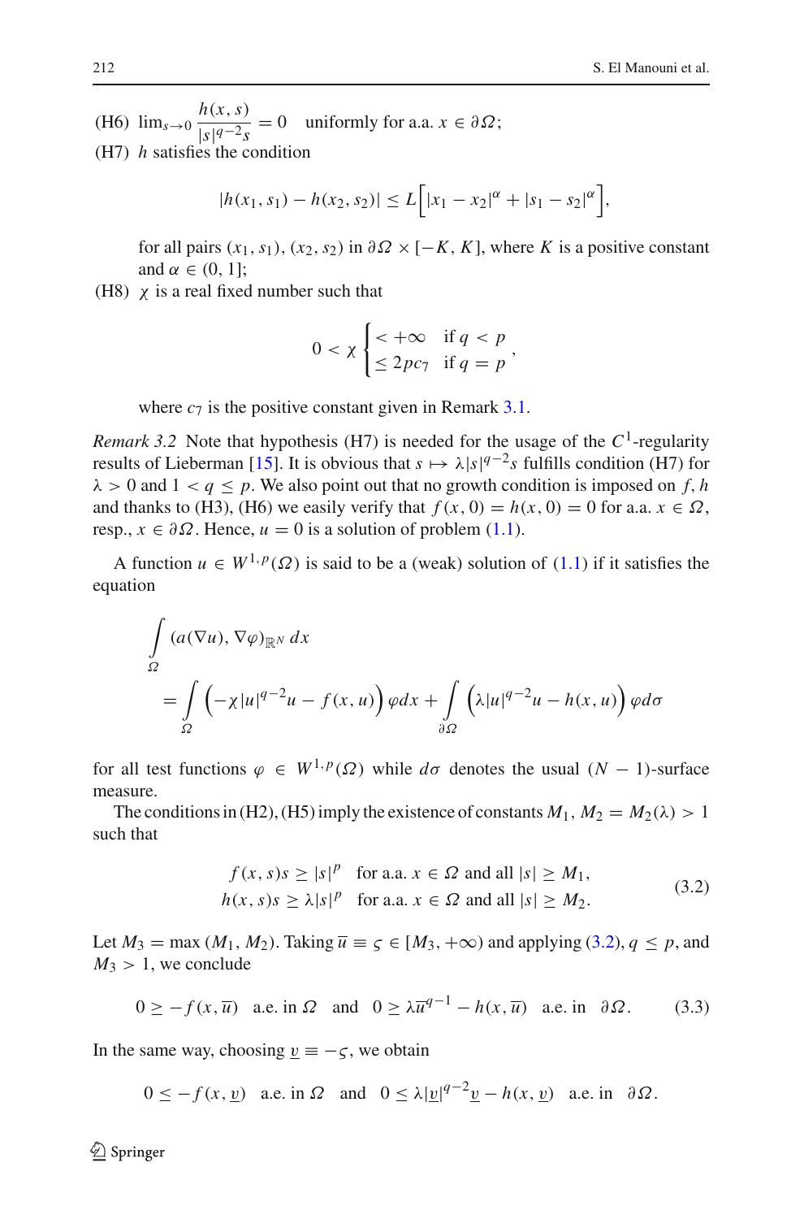(H6) $\lim_{s \to 0} \frac{h(x,s)}{|s|^{q-2}s} = 0$ uniformly for a.a. $x \in \partial\Omega$;

(H7) $h$ satisfies the condition

$$|h(x_1, s_1) - h(x_2, s_2)| \leq L\Big[|x_1 - x_2|^{\alpha} + |s_1 - s_2|^{\alpha}\Big],$$

for all pairs $(x_1, s_1), (x_2, s_2)$ in $\partial\Omega \times [-K, K]$, where $K$ is a positive constant and $\alpha \in (0, 1]$;

(H8) $\chi$ is a real fixed number such that

$$0 < \chi \begin{cases} < +\infty & \text{if } q < p \\ \leq 2pc_7 & \text{if } q = p \end{cases},$$

where $c_7$ is the positive constant given in Remark 3.1.

*Remark 3.2* Note that hypothesis (H7) is needed for the usage of the $C^1$-regularity results of Lieberman [15]. It is obvious that $s \mapsto \lambda|s|^{q-2}s$ fulfills condition (H7) for $\lambda > 0$ and $1 < q \leq p$. We also point out that no growth condition is imposed on $f, h$ and thanks to (H3), (H6) we easily verify that $f(x, 0) = h(x, 0) = 0$ for a.a. $x \in \Omega$, resp., $x \in \partial\Omega$. Hence, $u = 0$ is a solution of problem (1.1).

A function $u \in W^{1,p}(\Omega)$ is said to be a (weak) solution of (1.1) if it satisfies the equation

$$\int_{\Omega} (a(\nabla u), \nabla\varphi)_{\mathbb{R}^N}\, dx = \int_{\Omega} \Big(-\chi|u|^{q-2}u - f(x,u)\Big)\varphi dx + \int_{\partial\Omega} \Big(\lambda|u|^{q-2}u - h(x,u)\Big)\varphi d\sigma$$

for all test functions $\varphi \in W^{1,p}(\Omega)$ while $d\sigma$ denotes the usual $(N-1)$-surface measure.

The conditions in (H2), (H5) imply the existence of constants $M_1, M_2 = M_2(\lambda) > 1$ such that

$$\begin{aligned} f(x,s)s &\geq |s|^p \quad \text{for a.a. } x \in \Omega \text{ and all } |s| \geq M_1, \\ h(x,s)s &\geq \lambda|s|^p \quad \text{for a.a. } x \in \Omega \text{ and all } |s| \geq M_2. \end{aligned} \tag{3.2}$$

Let $M_3 = \max(M_1, M_2)$. Taking $\overline{u} \equiv \varsigma \in [M_3, +\infty)$ and applying (3.2), $q \leq p$, and $M_3 > 1$, we conclude

$$0 \geq -f(x, \overline{u}) \quad \text{a.e. in } \Omega \quad \text{and} \quad 0 \geq \lambda\overline{u}^{q-1} - h(x, \overline{u}) \quad \text{a.e. in} \quad \partial\Omega. \tag{3.3}$$

In the same way, choosing $\underline{v} \equiv -\varsigma$, we obtain

$$0 \leq -f(x, \underline{v}) \quad \text{a.e. in } \Omega \quad \text{and} \quad 0 \leq \lambda|\underline{v}|^{q-2}\underline{v} - h(x, \underline{v}) \quad \text{a.e. in} \quad \partial\Omega.$$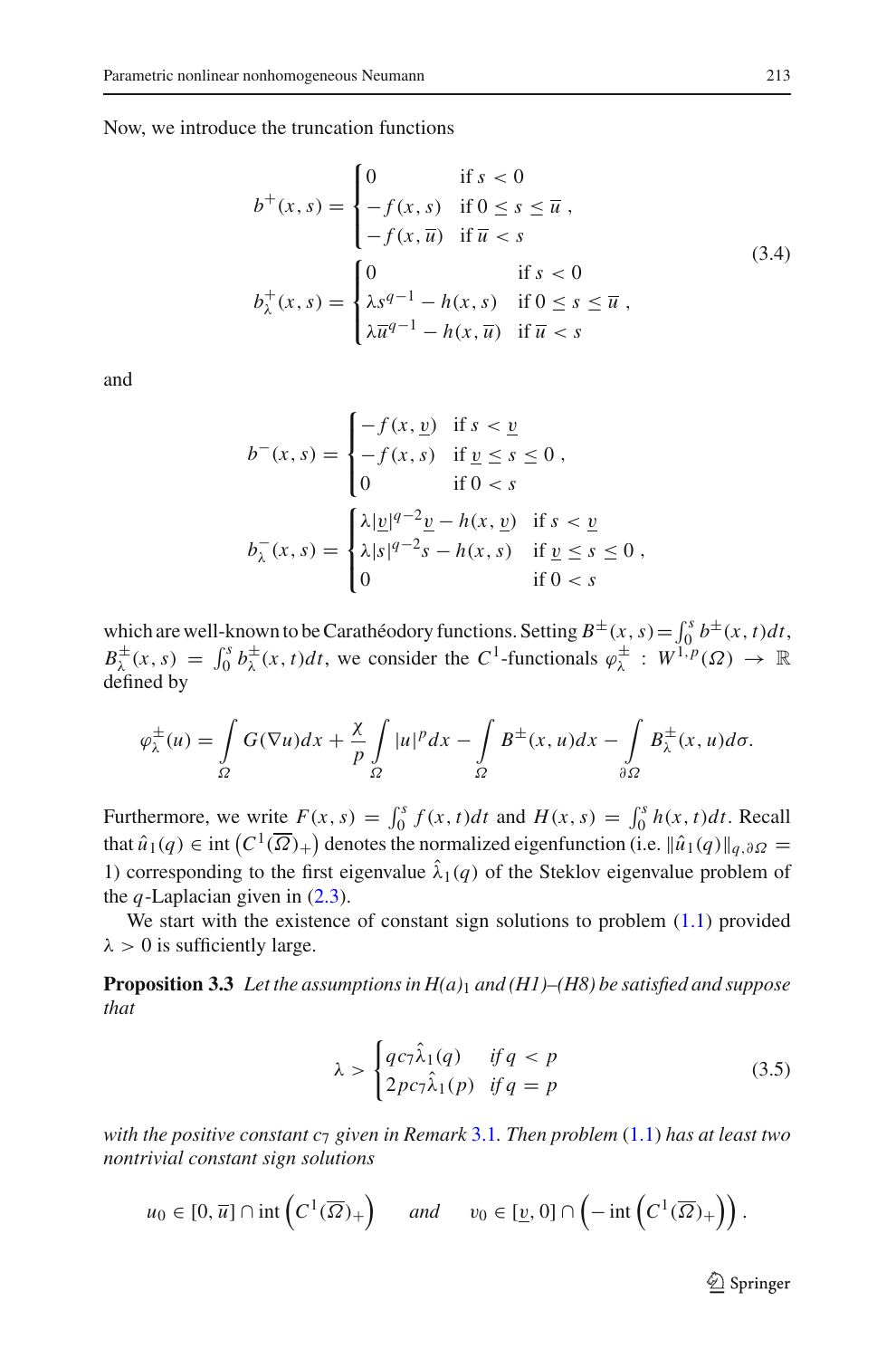Now, we introduce the truncation functions

$$
\begin{aligned}
b^{+}(x,s) &= \begin{cases} 0 & \text{if } s < 0 \\ -f(x,s) & \text{if } 0 \le s \le \overline{u}\,, \\ -f(x,\overline{u}) & \text{if } \overline{u} < s \end{cases} \\
b_{\lambda}^{+}(x,s) &= \begin{cases} 0 & \text{if } s < 0 \\ \lambda s^{q-1} - h(x,s) & \text{if } 0 \le s \le \overline{u}\,, \\ \lambda \overline{u}^{q-1} - h(x,\overline{u}) & \text{if } \overline{u} < s \end{cases}
\end{aligned}
\tag{3.4}
$$

and

$$
\begin{aligned}
b^{-}(x,s) &= \begin{cases} -f(x,\underline{v}) & \text{if } s < \underline{v} \\ -f(x,s) & \text{if } \underline{v} \le s \le 0\,, \\ 0 & \text{if } 0 < s \end{cases} \\
b_{\lambda}^{-}(x,s) &= \begin{cases} \lambda |\underline{v}|^{q-2}\underline{v} - h(x,\underline{v}) & \text{if } s < \underline{v} \\ \lambda |s|^{q-2}s - h(x,s) & \text{if } \underline{v} \le s \le 0\,, \\ 0 & \text{if } 0 < s \end{cases}
\end{aligned}
$$

which are well-known to be Carathéodory functions. Setting $B^{\pm}(x,s) = \int_0^s b^{\pm}(x,t)dt$, $B_{\lambda}^{\pm}(x,s) = \int_0^s b_{\lambda}^{\pm}(x,t)dt$, we consider the $C^1$-functionals $\varphi_{\lambda}^{\pm} : W^{1,p}(\Omega) \to \mathbb{R}$ defined by

$$
\varphi_{\lambda}^{\pm}(u) = \int_{\Omega} G(\nabla u)dx + \frac{\chi}{p}\int_{\Omega} |u|^p dx - \int_{\Omega} B^{\pm}(x,u)dx - \int_{\partial\Omega} B_{\lambda}^{\pm}(x,u)d\sigma.
$$

Furthermore, we write $F(x,s) = \int_0^s f(x,t)dt$ and $H(x,s) = \int_0^s h(x,t)dt$. Recall that $\hat{u}_1(q) \in \operatorname{int}\left(C^1(\overline{\Omega})_+\right)$ denotes the normalized eigenfunction (i.e. $\|\hat{u}_1(q)\|_{q,\partial\Omega} = 1$) corresponding to the first eigenvalue $\hat{\lambda}_1(q)$ of the Steklov eigenvalue problem of the $q$-Laplacian given in (2.3).

We start with the existence of constant sign solutions to problem (1.1) provided $\lambda > 0$ is sufficiently large.

**Proposition 3.3** *Let the assumptions in $H(a)_1$ and (H1)–(H8) be satisfied and suppose that*

$$
\lambda > \begin{cases} q c_7 \hat{\lambda}_1(q) & \text{if } q < p \\ 2 p c_7 \hat{\lambda}_1(p) & \text{if } q = p \end{cases}
\tag{3.5}
$$

*with the positive constant $c_7$ given in Remark 3.1. Then problem (1.1) has at least two nontrivial constant sign solutions*

$$
u_0 \in [0,\overline{u}] \cap \operatorname{int}\left(C^1(\overline{\Omega})_+\right) \qquad \text{and} \qquad v_0 \in [\underline{v},0] \cap \left(-\operatorname{int}\left(C^1(\overline{\Omega})_+\right)\right).
$$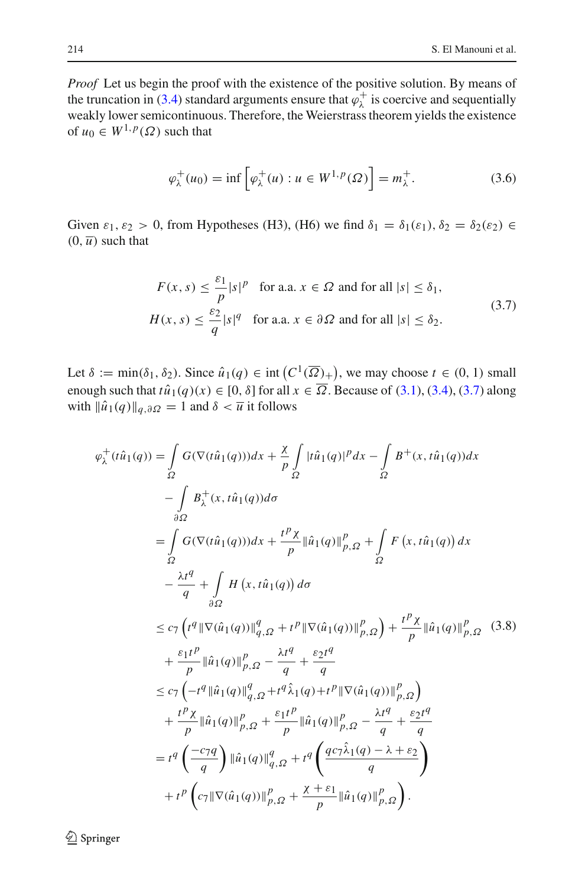*Proof* Let us begin the proof with the existence of the positive solution. By means of the truncation in (3.4) standard arguments ensure that $\varphi_\lambda^+$ is coercive and sequentially weakly lower semicontinuous. Therefore, the Weierstrass theorem yields the existence of $u_0 \in W^{1,p}(\Omega)$ such that

$$\varphi_\lambda^+(u_0) = \inf \left[ \varphi_\lambda^+(u) : u \in W^{1,p}(\Omega) \right] = m_\lambda^+. \tag{3.6}$$

Given $\varepsilon_1, \varepsilon_2 > 0$, from Hypotheses (H3), (H6) we find $\delta_1 = \delta_1(\varepsilon_1), \delta_2 = \delta_2(\varepsilon_2) \in (0, \overline{u})$ such that

$$\begin{aligned} F(x,s) &\le \frac{\varepsilon_1}{p}|s|^p \quad \text{for a.a. } x \in \Omega \text{ and for all } |s| \le \delta_1, \\ H(x,s) &\le \frac{\varepsilon_2}{q}|s|^q \quad \text{for a.a. } x \in \partial\Omega \text{ and for all } |s| \le \delta_2. \end{aligned} \tag{3.7}$$

Let $\delta := \min(\delta_1, \delta_2)$. Since $\hat{u}_1(q) \in \operatorname{int}\left(C^1(\overline{\Omega})_+\right)$, we may choose $t \in (0,1)$ small enough such that $t\hat{u}_1(q)(x) \in [0, \delta]$ for all $x \in \overline{\Omega}$. Because of (3.1), (3.4), (3.7) along with $\|\hat{u}_1(q)\|_{q,\partial\Omega} = 1$ and $\delta < \overline{u}$ it follows

$$\begin{aligned}
\varphi_\lambda^+(t\hat{u}_1(q)) &= \int_\Omega G(\nabla(t\hat{u}_1(q)))dx + \frac{\chi}{p}\int_\Omega |t\hat{u}_1(q)|^p dx - \int_\Omega B^+(x, t\hat{u}_1(q))dx \\
&\quad - \int_{\partial\Omega} B_\lambda^+(x, t\hat{u}_1(q))d\sigma \\
&= \int_\Omega G(\nabla(t\hat{u}_1(q)))dx + \frac{t^p\chi}{p}\|\hat{u}_1(q)\|_{p,\Omega}^p + \int_\Omega F\left(x, t\hat{u}_1(q)\right)dx \\
&\quad - \frac{\lambda t^q}{q} + \int_{\partial\Omega} H\left(x, t\hat{u}_1(q)\right)d\sigma \\
&\le c_7\left(t^q\|\nabla(\hat{u}_1(q))\|_{q,\Omega}^q + t^p\|\nabla(\hat{u}_1(q))\|_{p,\Omega}^p\right) + \frac{t^p\chi}{p}\|\hat{u}_1(q)\|_{p,\Omega}^p \\
&\quad + \frac{\varepsilon_1 t^p}{p}\|\hat{u}_1(q)\|_{p,\Omega}^p - \frac{\lambda t^q}{q} + \frac{\varepsilon_2 t^q}{q} \\
&\le c_7\left(-t^q\|\hat{u}_1(q)\|_{q,\Omega}^q + t^q\hat{\lambda}_1(q) + t^p\|\nabla(\hat{u}_1(q))\|_{p,\Omega}^p\right) \\
&\quad + \frac{t^p\chi}{p}\|\hat{u}_1(q)\|_{p,\Omega}^p + \frac{\varepsilon_1 t^p}{p}\|\hat{u}_1(q)\|_{p,\Omega}^p - \frac{\lambda t^q}{q} + \frac{\varepsilon_2 t^q}{q} \\
&= t^q\left(\frac{-c_7 q}{q}\right)\|\hat{u}_1(q)\|_{q,\Omega}^q + t^q\left(\frac{qc_7\hat{\lambda}_1(q) - \lambda + \varepsilon_2}{q}\right) \\
&\quad + t^p\left(c_7\|\nabla(\hat{u}_1(q))\|_{p,\Omega}^p + \frac{\chi + \varepsilon_1}{p}\|\hat{u}_1(q)\|_{p,\Omega}^p\right).
\end{aligned} \tag{3.8}$$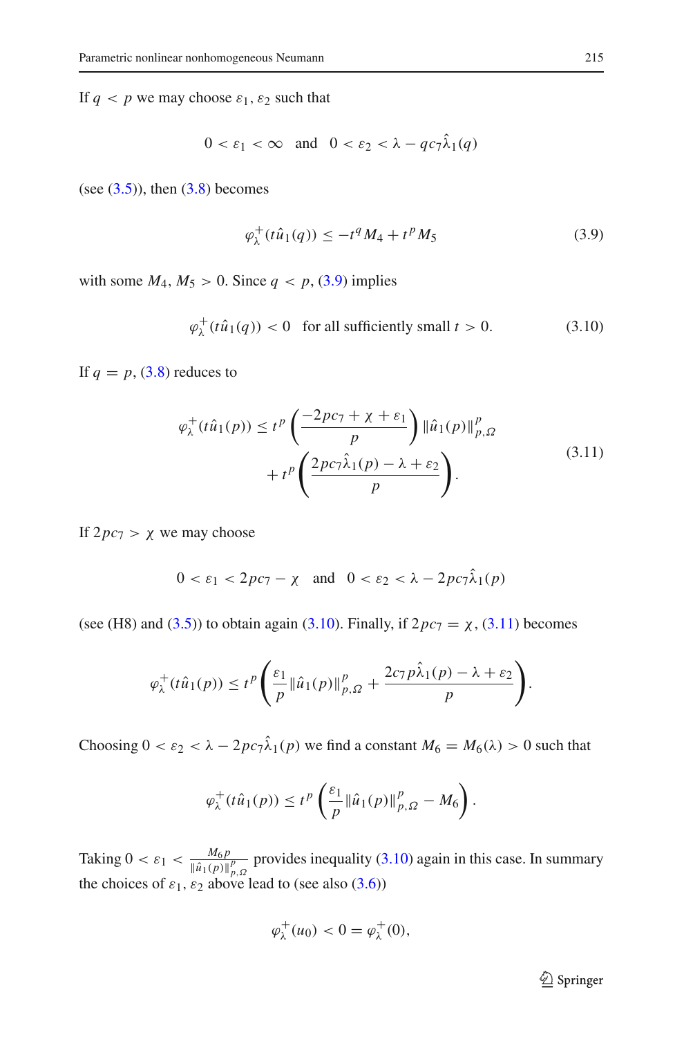If $q < p$ we may choose $\varepsilon_1, \varepsilon_2$ such that

$$0 < \varepsilon_1 < \infty \quad \text{and} \quad 0 < \varepsilon_2 < \lambda - q c_7 \hat{\lambda}_1(q)$$

(see (3.5)), then (3.8) becomes

$$\varphi_\lambda^+(t\hat{u}_1(q)) \leq -t^q M_4 + t^p M_5 \tag{3.9}$$

with some $M_4, M_5 > 0$. Since $q < p$, (3.9) implies

$$\varphi_\lambda^+(t\hat{u}_1(q)) < 0 \quad \text{for all sufficiently small } t > 0. \tag{3.10}$$

If $q = p$, (3.8) reduces to

$$\begin{aligned}\varphi_\lambda^+(t\hat{u}_1(p)) &\leq t^p \left( \frac{-2pc_7 + \chi + \varepsilon_1}{p} \right) \|\hat{u}_1(p)\|_{p,\Omega}^p \\ &\quad + t^p \left( \frac{2pc_7 \hat{\lambda}_1(p) - \lambda + \varepsilon_2}{p} \right).\end{aligned} \tag{3.11}$$

If $2pc_7 > \chi$ we may choose

$$0 < \varepsilon_1 < 2pc_7 - \chi \quad \text{and} \quad 0 < \varepsilon_2 < \lambda - 2pc_7 \hat{\lambda}_1(p)$$

(see (H8) and (3.5)) to obtain again (3.10). Finally, if $2pc_7 = \chi$, (3.11) becomes

$$\varphi_\lambda^+(t\hat{u}_1(p)) \leq t^p \left( \frac{\varepsilon_1}{p} \|\hat{u}_1(p)\|_{p,\Omega}^p + \frac{2c_7 p \hat{\lambda}_1(p) - \lambda + \varepsilon_2}{p} \right).$$

Choosing $0 < \varepsilon_2 < \lambda - 2pc_7 \hat{\lambda}_1(p)$ we find a constant $M_6 = M_6(\lambda) > 0$ such that

$$\varphi_\lambda^+(t\hat{u}_1(p)) \leq t^p \left( \frac{\varepsilon_1}{p} \|\hat{u}_1(p)\|_{p,\Omega}^p - M_6 \right).$$

Taking $0 < \varepsilon_1 < \frac{M_6 p}{\|\hat{u}_1(p)\|_{p,\Omega}^p}$ provides inequality (3.10) again in this case. In summary the choices of $\varepsilon_1, \varepsilon_2$ above lead to (see also (3.6))

$$\varphi_\lambda^+(u_0) < 0 = \varphi_\lambda^+(0),$$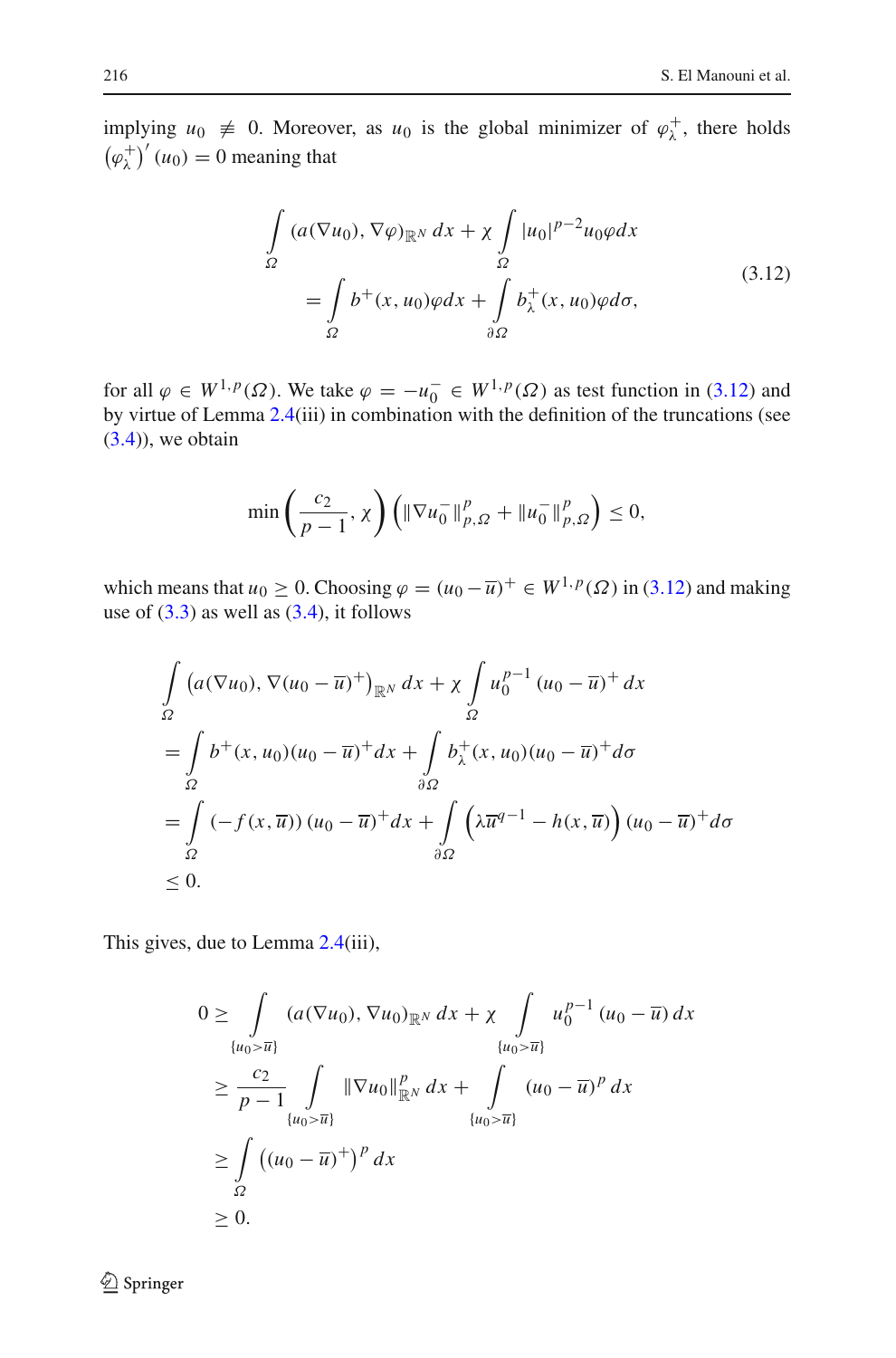implying $u_0 \not\equiv 0$. Moreover, as $u_0$ is the global minimizer of $\varphi_\lambda^+$, there holds $\left(\varphi_\lambda^+\right)'(u_0) = 0$ meaning that

$$
\begin{aligned}
&\int_\Omega (a(\nabla u_0), \nabla \varphi)_{\mathbb{R}^N}\, dx + \chi \int_\Omega |u_0|^{p-2} u_0 \varphi dx \\
&\quad = \int_\Omega b^+(x, u_0)\varphi dx + \int_{\partial\Omega} b_\lambda^+(x, u_0)\varphi d\sigma,
\end{aligned} \tag{3.12}
$$

for all $\varphi \in W^{1,p}(\Omega)$. We take $\varphi = -u_0^- \in W^{1,p}(\Omega)$ as test function in (3.12) and by virtue of Lemma 2.4(iii) in combination with the definition of the truncations (see (3.4)), we obtain

$$
\min\left(\frac{c_2}{p-1}, \chi\right)\left(\|\nabla u_0^-\|_{p,\Omega}^p + \|u_0^-\|_{p,\Omega}^p\right) \le 0,
$$

which means that $u_0 \ge 0$. Choosing $\varphi = (u_0 - \overline{u})^+ \in W^{1,p}(\Omega)$ in (3.12) and making use of (3.3) as well as (3.4), it follows

$$
\begin{aligned}
&\int_\Omega \left(a(\nabla u_0), \nabla (u_0 - \overline{u})^+\right)_{\mathbb{R}^N} dx + \chi \int_\Omega u_0^{p-1}\,(u_0 - \overline{u})^+\, dx \\
&= \int_\Omega b^+(x, u_0)(u_0 - \overline{u})^+ dx + \int_{\partial\Omega} b_\lambda^+(x, u_0)(u_0 - \overline{u})^+ d\sigma \\
&= \int_\Omega \left(-f(x, \overline{u})\right)(u_0 - \overline{u})^+ dx + \int_{\partial\Omega} \left(\lambda \overline{u}^{q-1} - h(x, \overline{u})\right)(u_0 - \overline{u})^+ d\sigma \\
&\le 0.
\end{aligned}
$$

This gives, due to Lemma 2.4(iii),

$$
\begin{aligned}
0 &\ge \int_{\{u_0 > \overline{u}\}} (a(\nabla u_0), \nabla u_0)_{\mathbb{R}^N}\, dx + \chi \int_{\{u_0 > \overline{u}\}} u_0^{p-1}\,(u_0 - \overline{u})\, dx \\
&\ge \frac{c_2}{p-1} \int_{\{u_0 > \overline{u}\}} \|\nabla u_0\|_{\mathbb{R}^N}^p\, dx + \int_{\{u_0 > \overline{u}\}} (u_0 - \overline{u})^p\, dx \\
&\ge \int_\Omega \left((u_0 - \overline{u})^+\right)^p dx \\
&\ge 0.
\end{aligned}
$$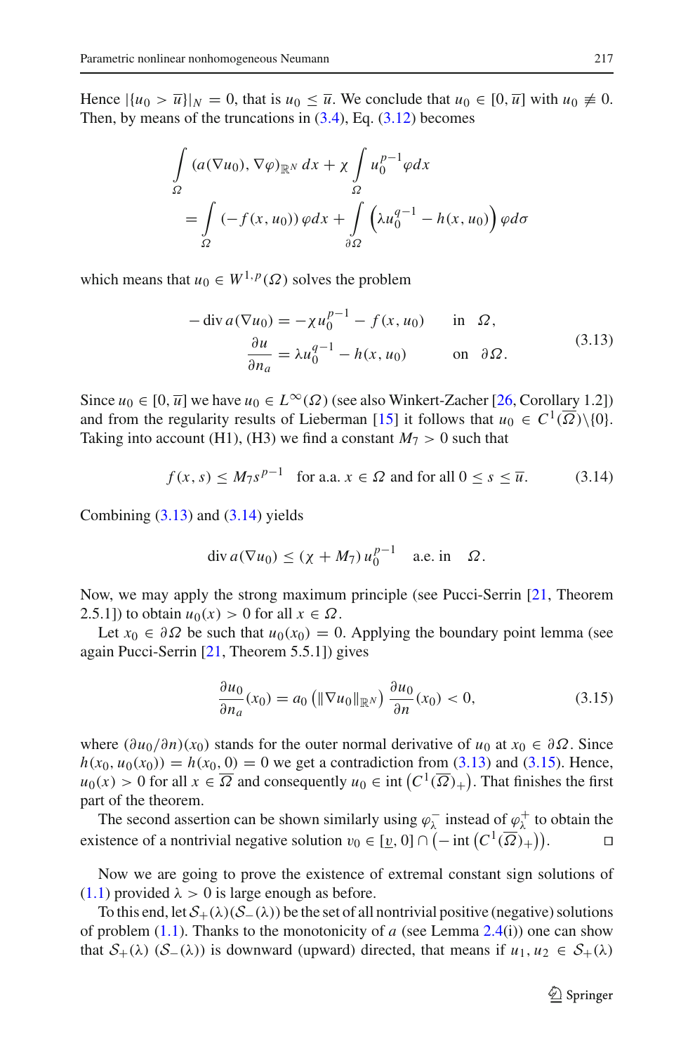Hence $|\{u_0 > \overline{u}\}|_N = 0$, that is $u_0 \le \overline{u}$. We conclude that $u_0 \in [0, \overline{u}]$ with $u_0 \not\equiv 0$. Then, by means of the truncations in (3.4), Eq. (3.12) becomes

$$
\begin{aligned}
&\int_\Omega (a(\nabla u_0), \nabla \varphi)_{\mathbb{R}^N}\, dx + \chi \int_\Omega u_0^{p-1} \varphi dx \\
&\quad = \int_\Omega (-f(x, u_0))\, \varphi dx + \int_{\partial\Omega} \left(\lambda u_0^{q-1} - h(x, u_0)\right) \varphi d\sigma
\end{aligned}
$$

which means that $u_0 \in W^{1,p}(\Omega)$ solves the problem

$$
\begin{aligned}
-\operatorname{div} a(\nabla u_0) &= -\chi u_0^{p-1} - f(x, u_0) \qquad \text{in} \quad \Omega, \\
\frac{\partial u}{\partial n_a} &= \lambda u_0^{q-1} - h(x, u_0) \qquad \text{on} \quad \partial\Omega.
\end{aligned} \tag{3.13}
$$

Since $u_0 \in [0, \overline{u}]$ we have $u_0 \in L^\infty(\Omega)$ (see also Winkert-Zacher [26, Corollary 1.2]) and from the regularity results of Lieberman [15] it follows that $u_0 \in C^1(\overline{\Omega})\backslash\{0\}$. Taking into account (H1), (H3) we find a constant $M_7 > 0$ such that

$$
f(x, s) \le M_7 s^{p-1} \quad \text{for a.a. } x \in \Omega \text{ and for all } 0 \le s \le \overline{u}. \tag{3.14}
$$

Combining (3.13) and (3.14) yields

$$
\operatorname{div} a(\nabla u_0) \le (\chi + M_7)\, u_0^{p-1} \qquad \text{a.e. in} \quad \Omega.
$$

Now, we may apply the strong maximum principle (see Pucci-Serrin [21, Theorem 2.5.1]) to obtain $u_0(x) > 0$ for all $x \in \Omega$.

Let $x_0 \in \partial\Omega$ be such that $u_0(x_0) = 0$. Applying the boundary point lemma (see again Pucci-Serrin [21, Theorem 5.5.1]) gives

$$
\frac{\partial u_0}{\partial n_a}(x_0) = a_0\left(\|\nabla u_0\|_{\mathbb{R}^N}\right) \frac{\partial u_0}{\partial n}(x_0) < 0, \tag{3.15}
$$

where $(\partial u_0/\partial n)(x_0)$ stands for the outer normal derivative of $u_0$ at $x_0 \in \partial\Omega$. Since $h(x_0, u_0(x_0)) = h(x_0, 0) = 0$ we get a contradiction from (3.13) and (3.15). Hence, $u_0(x) > 0$ for all $x \in \overline{\Omega}$ and consequently $u_0 \in \operatorname{int}\left(C^1(\overline{\Omega})_+\right)$. That finishes the first part of the theorem.

The second assertion can be shown similarly using $\varphi_\lambda^-$ instead of $\varphi_\lambda^+$ to obtain the existence of a nontrivial negative solution $v_0 \in [\underline{v}, 0] \cap \left(-\operatorname{int}\left(C^1(\overline{\Omega})_+\right)\right)$. ◻

Now we are going to prove the existence of extremal constant sign solutions of (1.1) provided $\lambda > 0$ is large enough as before.

To this end, let $\mathcal{S}_+(\lambda)(\mathcal{S}_-(\lambda))$ be the set of all nontrivial positive (negative) solutions of problem (1.1). Thanks to the monotonicity of $a$ (see Lemma 2.4(i)) one can show that $\mathcal{S}_+(\lambda)$ $(\mathcal{S}_-(\lambda))$ is downward (upward) directed, that means if $u_1, u_2 \in \mathcal{S}_+(\lambda)$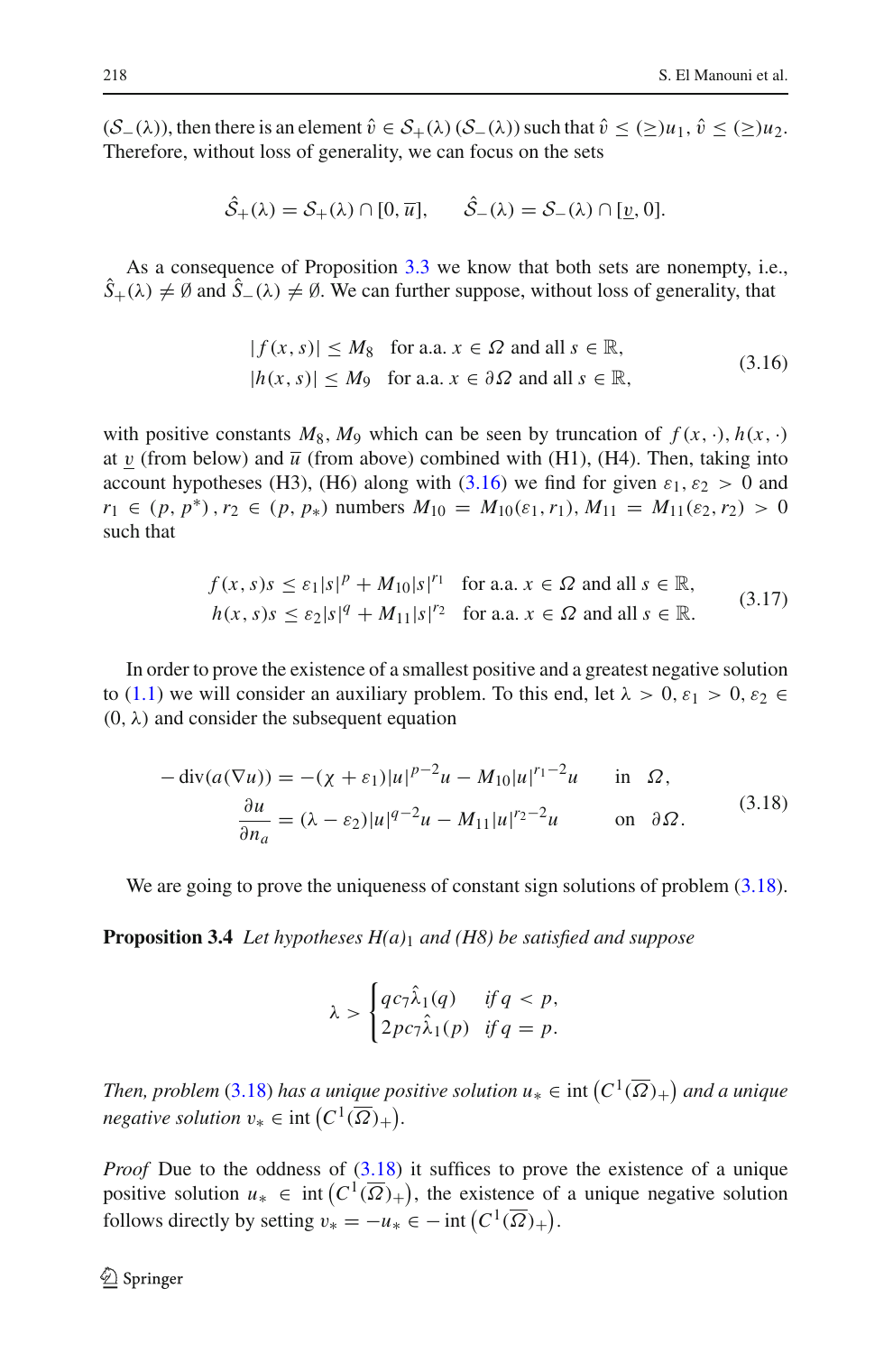$(\mathcal{S}_-(\lambda))$, then there is an element $\hat{v} \in \mathcal{S}_+(\lambda)$ $(\mathcal{S}_-(\lambda))$ such that $\hat{v} \le (\ge) u_1$, $\hat{v} \le (\ge) u_2$. Therefore, without loss of generality, we can focus on the sets

$$\hat{\mathcal{S}}_+(\lambda) = \mathcal{S}_+(\lambda) \cap [0, \overline{u}], \qquad \hat{\mathcal{S}}_-(\lambda) = \mathcal{S}_-(\lambda) \cap [\underline{v}, 0].$$

As a consequence of Proposition 3.3 we know that both sets are nonempty, i.e., $\hat{S}_+(\lambda) \neq \emptyset$ and $\hat{S}_-(\lambda) \neq \emptyset$. We can further suppose, without loss of generality, that

$$\begin{aligned} |f(x,s)| &\le M_8 \quad \text{for a.a. } x \in \Omega \text{ and all } s \in \mathbb{R}, \\ |h(x,s)| &\le M_9 \quad \text{for a.a. } x \in \partial\Omega \text{ and all } s \in \mathbb{R}, \end{aligned} \tag{3.16}$$

with positive constants $M_8, M_9$ which can be seen by truncation of $f(x,\cdot), h(x,\cdot)$ at $\underline{v}$ (from below) and $\overline{u}$ (from above) combined with (H1), (H4). Then, taking into account hypotheses (H3), (H6) along with (3.16) we find for given $\varepsilon_1, \varepsilon_2 > 0$ and $r_1 \in (p, p^*)$, $r_2 \in (p, p_*)$ numbers $M_{10} = M_{10}(\varepsilon_1, r_1), M_{11} = M_{11}(\varepsilon_2, r_2) > 0$ such that

$$\begin{aligned} f(x,s)s &\le \varepsilon_1 |s|^p + M_{10}|s|^{r_1} \quad \text{for a.a. } x \in \Omega \text{ and all } s \in \mathbb{R}, \\ h(x,s)s &\le \varepsilon_2 |s|^q + M_{11}|s|^{r_2} \quad \text{for a.a. } x \in \Omega \text{ and all } s \in \mathbb{R}. \end{aligned} \tag{3.17}$$

In order to prove the existence of a smallest positive and a greatest negative solution to (1.1) we will consider an auxiliary problem. To this end, let $\lambda > 0$, $\varepsilon_1 > 0$, $\varepsilon_2 \in (0, \lambda)$ and consider the subsequent equation

$$\begin{aligned} -\operatorname{div}(a(\nabla u)) &= -(\chi + \varepsilon_1)|u|^{p-2}u - M_{10}|u|^{r_1-2}u \qquad \text{in } \Omega, \\ \frac{\partial u}{\partial n_a} &= (\lambda - \varepsilon_2)|u|^{q-2}u - M_{11}|u|^{r_2-2}u \qquad \text{on } \partial\Omega. \end{aligned} \tag{3.18}$$

We are going to prove the uniqueness of constant sign solutions of problem (3.18).

**Proposition 3.4** *Let hypotheses $H(a)_1$ and (H8) be satisfied and suppose*

$$\lambda > \begin{cases} q c_7 \hat{\lambda}_1(q) & \text{if } q < p, \\ 2 p c_7 \hat{\lambda}_1(p) & \text{if } q = p. \end{cases}$$

*Then, problem (3.18) has a unique positive solution $u_* \in \operatorname{int}\left(C^1(\overline{\Omega})_+\right)$ and a unique negative solution $v_* \in \operatorname{int}\left(C^1(\overline{\Omega})_+\right)$.*

*Proof* Due to the oddness of (3.18) it suffices to prove the existence of a unique positive solution $u_* \in \operatorname{int}\left(C^1(\overline{\Omega})_+\right)$, the existence of a unique negative solution follows directly by setting $v_* = -u_* \in -\operatorname{int}\left(C^1(\overline{\Omega})_+\right)$.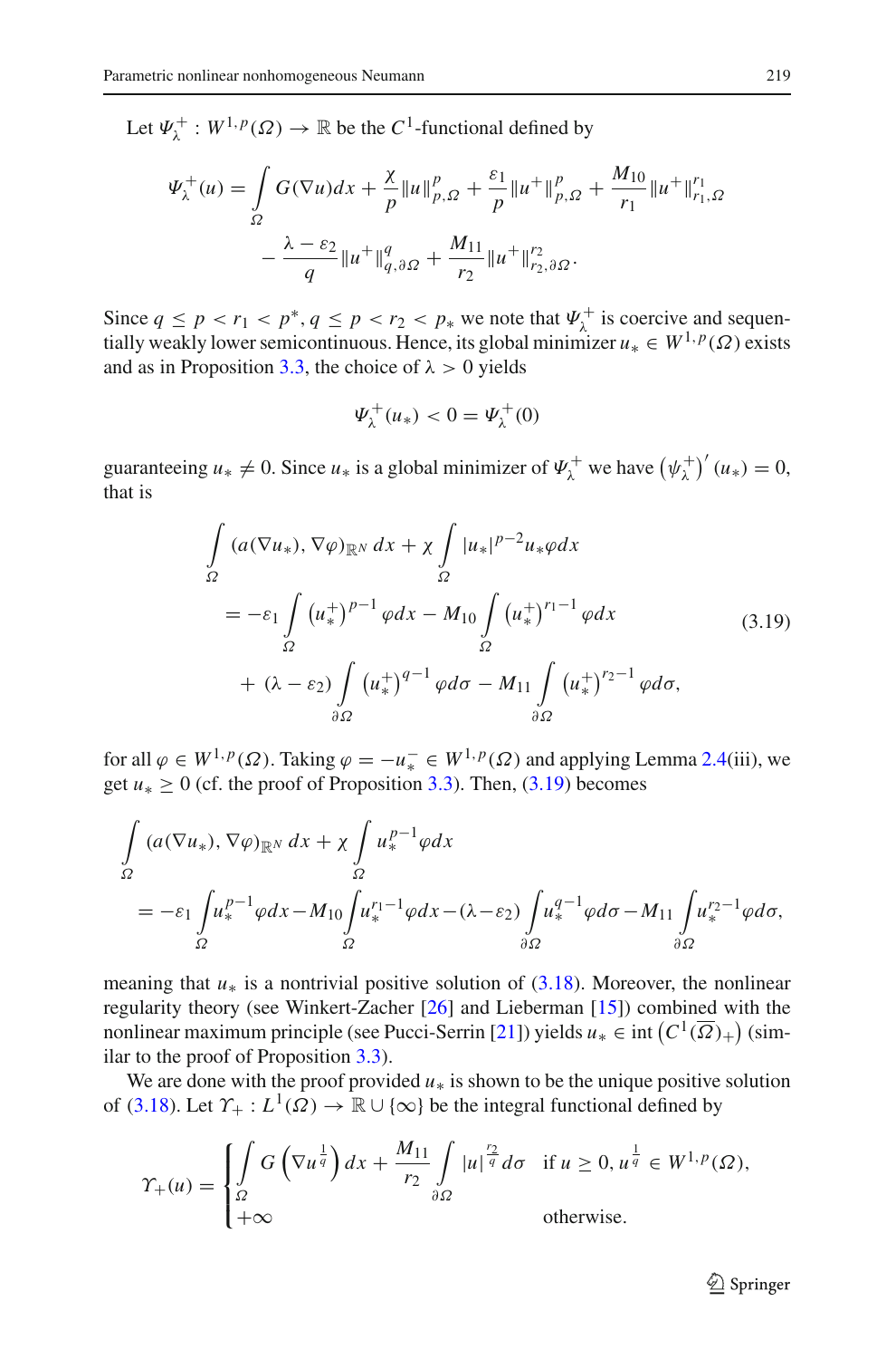Let $\Psi_\lambda^+ : W^{1,p}(\Omega) \to \mathbb{R}$ be the $C^1$-functional defined by

$$\Psi_\lambda^+(u) = \int_\Omega G(\nabla u)dx + \frac{\chi}{p}\|u\|_{p,\Omega}^p + \frac{\varepsilon_1}{p}\|u^+\|_{p,\Omega}^p + \frac{M_{10}}{r_1}\|u^+\|_{r_1,\Omega}^{r_1} - \frac{\lambda - \varepsilon_2}{q}\|u^+\|_{q,\partial\Omega}^q + \frac{M_{11}}{r_2}\|u^+\|_{r_2,\partial\Omega}^{r_2}.$$

Since $q \le p < r_1 < p^*, q \le p < r_2 < p_*$ we note that $\Psi_\lambda^+$ is coercive and sequentially weakly lower semicontinuous. Hence, its global minimizer $u_* \in W^{1,p}(\Omega)$ exists and as in Proposition 3.3, the choice of $\lambda > 0$ yields

$$\Psi_\lambda^+(u_*) < 0 = \Psi_\lambda^+(0)$$

guaranteeing $u_* \neq 0$. Since $u_*$ is a global minimizer of $\Psi_\lambda^+$ we have $\left(\psi_\lambda^+\right)'(u_*) = 0$, that is

$$\begin{aligned}
&\int_\Omega (a(\nabla u_*), \nabla\varphi)_{\mathbb{R}^N}\, dx + \chi \int_\Omega |u_*|^{p-2}u_*\varphi dx \\
&\quad = -\varepsilon_1 \int_\Omega \left(u_*^+\right)^{p-1}\varphi dx - M_{10}\int_\Omega \left(u_*^+\right)^{r_1-1}\varphi dx \\
&\qquad + (\lambda - \varepsilon_2)\int_{\partial\Omega} \left(u_*^+\right)^{q-1}\varphi d\sigma - M_{11}\int_{\partial\Omega}\left(u_*^+\right)^{r_2-1}\varphi d\sigma,
\end{aligned} \tag{3.19}$$

for all $\varphi \in W^{1,p}(\Omega)$. Taking $\varphi = -u_*^- \in W^{1,p}(\Omega)$ and applying Lemma 2.4(iii), we get $u_* \ge 0$ (cf. the proof of Proposition 3.3). Then, (3.19) becomes

$$\begin{aligned}
&\int_\Omega (a(\nabla u_*), \nabla\varphi)_{\mathbb{R}^N}\, dx + \chi \int_\Omega u_*^{p-1}\varphi dx \\
&\quad = -\varepsilon_1 \int_\Omega u_*^{p-1}\varphi dx - M_{10}\int_\Omega u_*^{r_1-1}\varphi dx - (\lambda-\varepsilon_2)\int_{\partial\Omega} u_*^{q-1}\varphi d\sigma - M_{11}\int_{\partial\Omega} u_*^{r_2-1}\varphi d\sigma,
\end{aligned}$$

meaning that $u_*$ is a nontrivial positive solution of (3.18). Moreover, the nonlinear regularity theory (see Winkert-Zacher [26] and Lieberman [15]) combined with the nonlinear maximum principle (see Pucci-Serrin [21]) yields $u_* \in \operatorname{int}\left(C^1(\overline{\Omega})_+\right)$ (similar to the proof of Proposition 3.3).

We are done with the proof provided $u_*$ is shown to be the unique positive solution of (3.18). Let $\Upsilon_+ : L^1(\Omega) \to \mathbb{R} \cup \{\infty\}$ be the integral functional defined by

$$\Upsilon_+(u) = \begin{cases} \displaystyle\int_\Omega G\left(\nabla u^{\frac{1}{q}}\right)dx + \frac{M_{11}}{r_2}\int_{\partial\Omega} |u|^{\frac{r_2}{q}} d\sigma & \text{if } u \ge 0, u^{\frac{1}{q}} \in W^{1,p}(\Omega), \\ +\infty & \text{otherwise.} \end{cases}$$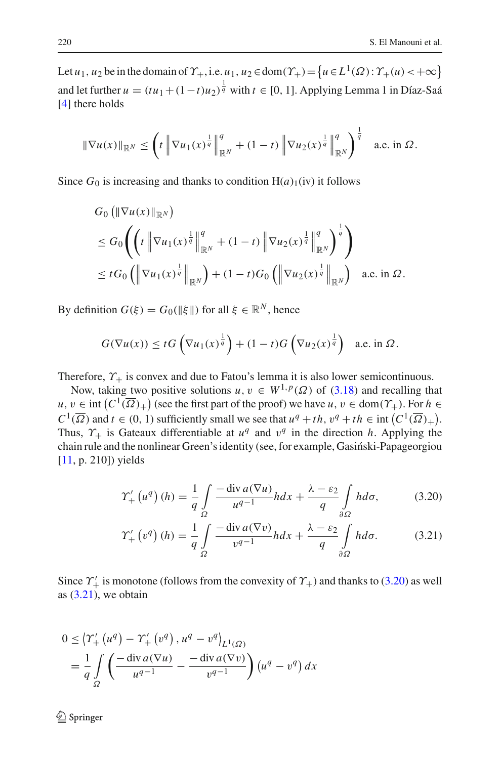Let $u_1, u_2$ be in the domain of $\Upsilon_+$, i.e. $u_1, u_2 \in \operatorname{dom}(\Upsilon_+) = \{u \in L^1(\Omega) : \Upsilon_+(u) < +\infty\}$ and let further $u = (tu_1 + (1-t)u_2)^{\frac{1}{q}}$ with $t \in [0, 1]$. Applying Lemma 1 in Díaz-Saá [4] there holds

$$\|\nabla u(x)\|_{\mathbb{R}^N} \leq \left( t \left\| \nabla u_1(x)^{\frac{1}{q}} \right\|_{\mathbb{R}^N}^q + (1-t) \left\| \nabla u_2(x)^{\frac{1}{q}} \right\|_{\mathbb{R}^N}^q \right)^{\frac{1}{q}} \quad \text{a.e. in } \Omega.$$

Since $G_0$ is increasing and thanks to condition $\mathrm{H}(a)_1$(iv) it follows

$$\begin{aligned}
&G_0\left(\|\nabla u(x)\|_{\mathbb{R}^N}\right) \\
&\leq G_0\left( \left( t \left\| \nabla u_1(x)^{\frac{1}{q}} \right\|_{\mathbb{R}^N}^q + (1-t) \left\| \nabla u_2(x)^{\frac{1}{q}} \right\|_{\mathbb{R}^N}^q \right)^{\frac{1}{q}} \right) \\
&\leq tG_0\left( \left\| \nabla u_1(x)^{\frac{1}{q}} \right\|_{\mathbb{R}^N} \right) + (1-t)G_0\left( \left\| \nabla u_2(x)^{\frac{1}{q}} \right\|_{\mathbb{R}^N} \right) \quad \text{a.e. in } \Omega.
\end{aligned}$$

By definition $G(\xi) = G_0(\|\xi\|)$ for all $\xi \in \mathbb{R}^N$, hence

$$G(\nabla u(x)) \leq tG\left(\nabla u_1(x)^{\frac{1}{q}}\right) + (1-t)G\left(\nabla u_2(x)^{\frac{1}{q}}\right) \quad \text{a.e. in } \Omega.$$

Therefore, $\Upsilon_+$ is convex and due to Fatou's lemma it is also lower semicontinuous.

Now, taking two positive solutions $u, v \in W^{1,p}(\Omega)$ of (3.18) and recalling that $u, v \in \operatorname{int}\left(C^1(\overline{\Omega})_+\right)$ (see the first part of the proof) we have $u, v \in \operatorname{dom}(\Upsilon_+)$. For $h \in C^1(\overline{\Omega})$ and $t \in (0, 1)$ sufficiently small we see that $u^q + th,\ v^q + th \in \operatorname{int}\left(C^1(\overline{\Omega})_+\right)$. Thus, $\Upsilon_+$ is Gateaux differentiable at $u^q$ and $v^q$ in the direction $h$. Applying the chain rule and the nonlinear Green's identity (see, for example, Gasiński-Papageorgiou [11, p. 210]) yields

$$\Upsilon_+'\left(u^q\right)(h) = \frac{1}{q} \int_\Omega \frac{-\operatorname{div} a(\nabla u)}{u^{q-1}} h dx + \frac{\lambda - \varepsilon_2}{q} \int_{\partial\Omega} h d\sigma, \tag{3.20}$$

$$\Upsilon_+'\left(v^q\right)(h) = \frac{1}{q} \int_\Omega \frac{-\operatorname{div} a(\nabla v)}{v^{q-1}} h dx + \frac{\lambda - \varepsilon_2}{q} \int_{\partial\Omega} h d\sigma. \tag{3.21}$$

Since $\Upsilon_+'$ is monotone (follows from the convexity of $\Upsilon_+$) and thanks to (3.20) as well as (3.21), we obtain

$$\begin{aligned}
0 &\leq \left\langle \Upsilon_+'\left(u^q\right) - \Upsilon_+'\left(v^q\right), u^q - v^q \right\rangle_{L^1(\Omega)} \\
&= \frac{1}{q} \int_\Omega \left( \frac{-\operatorname{div} a(\nabla u)}{u^{q-1}} - \frac{-\operatorname{div} a(\nabla v)}{v^{q-1}} \right) \left(u^q - v^q\right) dx
\end{aligned}$$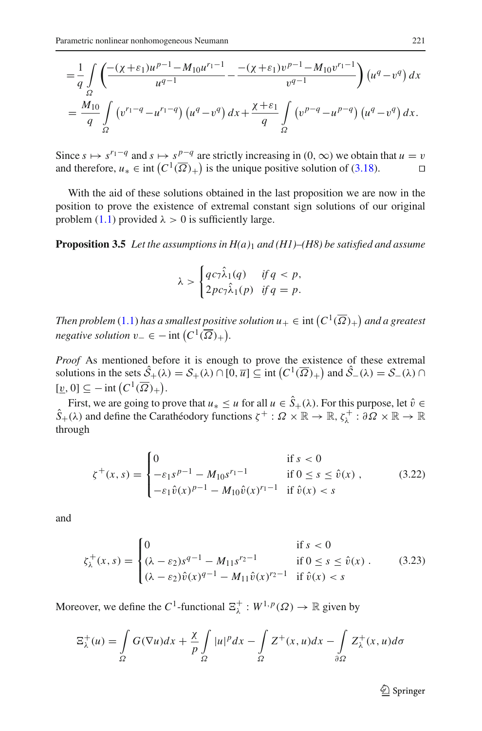$$
= \frac{1}{q} \int\limits_{\Omega} \left( \frac{-(\chi+\varepsilon_1) u^{p-1} - M_{10} u^{r_1-1}}{u^{q-1}} - \frac{-(\chi+\varepsilon_1) v^{p-1} - M_{10} v^{r_1-1}}{v^{q-1}} \right) \left(u^q - v^q\right) dx
$$

$$
= \frac{M_{10}}{q} \int\limits_{\Omega} \left(v^{r_1-q} - u^{r_1-q}\right)\left(u^q - v^q\right) dx + \frac{\chi+\varepsilon_1}{q} \int\limits_{\Omega} \left(v^{p-q} - u^{p-q}\right)\left(u^q - v^q\right) dx.
$$

Since $s \mapsto s^{r_1-q}$ and $s \mapsto s^{p-q}$ are strictly increasing in $(0,\infty)$ we obtain that $u = v$ and therefore, $u_* \in \operatorname{int}\left(C^1(\overline{\Omega})_+\right)$ is the unique positive solution of (3.18). $\square$

With the aid of these solutions obtained in the last proposition we are now in the position to prove the existence of extremal constant sign solutions of our original problem (1.1) provided $\lambda > 0$ is sufficiently large.

**Proposition 3.5** *Let the assumptions in $H(a)_1$ and (H1)–(H8) be satisfied and assume*

$$
\lambda > \begin{cases} q c_7 \hat{\lambda}_1(q) & \text{if } q < p, \\ 2 p c_7 \hat{\lambda}_1(p) & \text{if } q = p. \end{cases}
$$

*Then problem (1.1) has a smallest positive solution $u_+ \in \operatorname{int}\left(C^1(\overline{\Omega})_+\right)$ and a greatest negative solution $v_- \in -\operatorname{int}\left(C^1(\overline{\Omega})_+\right)$.*

*Proof* As mentioned before it is enough to prove the existence of these extremal solutions in the sets $\hat{\mathcal{S}}_+(\lambda) = \mathcal{S}_+(\lambda) \cap [0, \overline{u}] \subseteq \operatorname{int}\left(C^1(\overline{\Omega})_+\right)$ and $\hat{\mathcal{S}}_-(\lambda) = \mathcal{S}_-(\lambda) \cap [\underline{v}, 0] \subseteq -\operatorname{int}\left(C^1(\overline{\Omega})_+\right)$.

First, we are going to prove that $u_* \leq u$ for all $u \in \hat{S}_+(\lambda)$. For this purpose, let $\hat{v} \in \hat{S}_+(\lambda)$ and define the Carathéodory functions $\zeta^+ : \Omega \times \mathbb{R} \to \mathbb{R}$, $\zeta_\lambda^+ : \partial\Omega \times \mathbb{R} \to \mathbb{R}$ through

$$
\zeta^+(x,s) = \begin{cases} 0 & \text{if } s < 0 \\ -\varepsilon_1 s^{p-1} - M_{10} s^{r_1-1} & \text{if } 0 \leq s \leq \hat{v}(x) \\ -\varepsilon_1 \hat{v}(x)^{p-1} - M_{10} \hat{v}(x)^{r_1-1} & \text{if } \hat{v}(x) < s \end{cases}, \tag{3.22}
$$

and

$$
\zeta_\lambda^+(x,s) = \begin{cases} 0 & \text{if } s < 0 \\ (\lambda - \varepsilon_2) s^{q-1} - M_{11} s^{r_2-1} & \text{if } 0 \leq s \leq \hat{v}(x) \\ (\lambda - \varepsilon_2) \hat{v}(x)^{q-1} - M_{11} \hat{v}(x)^{r_2-1} & \text{if } \hat{v}(x) < s \end{cases}. \tag{3.23}
$$

Moreover, we define the $C^1$-functional $\Xi_\lambda^+ : W^{1,p}(\Omega) \to \mathbb{R}$ given by

$$
\Xi_\lambda^+(u) = \int\limits_{\Omega} G(\nabla u) dx + \frac{\chi}{p} \int\limits_{\Omega} |u|^p dx - \int\limits_{\Omega} Z^+(x,u) dx - \int\limits_{\partial\Omega} Z_\lambda^+(x,u) d\sigma
$$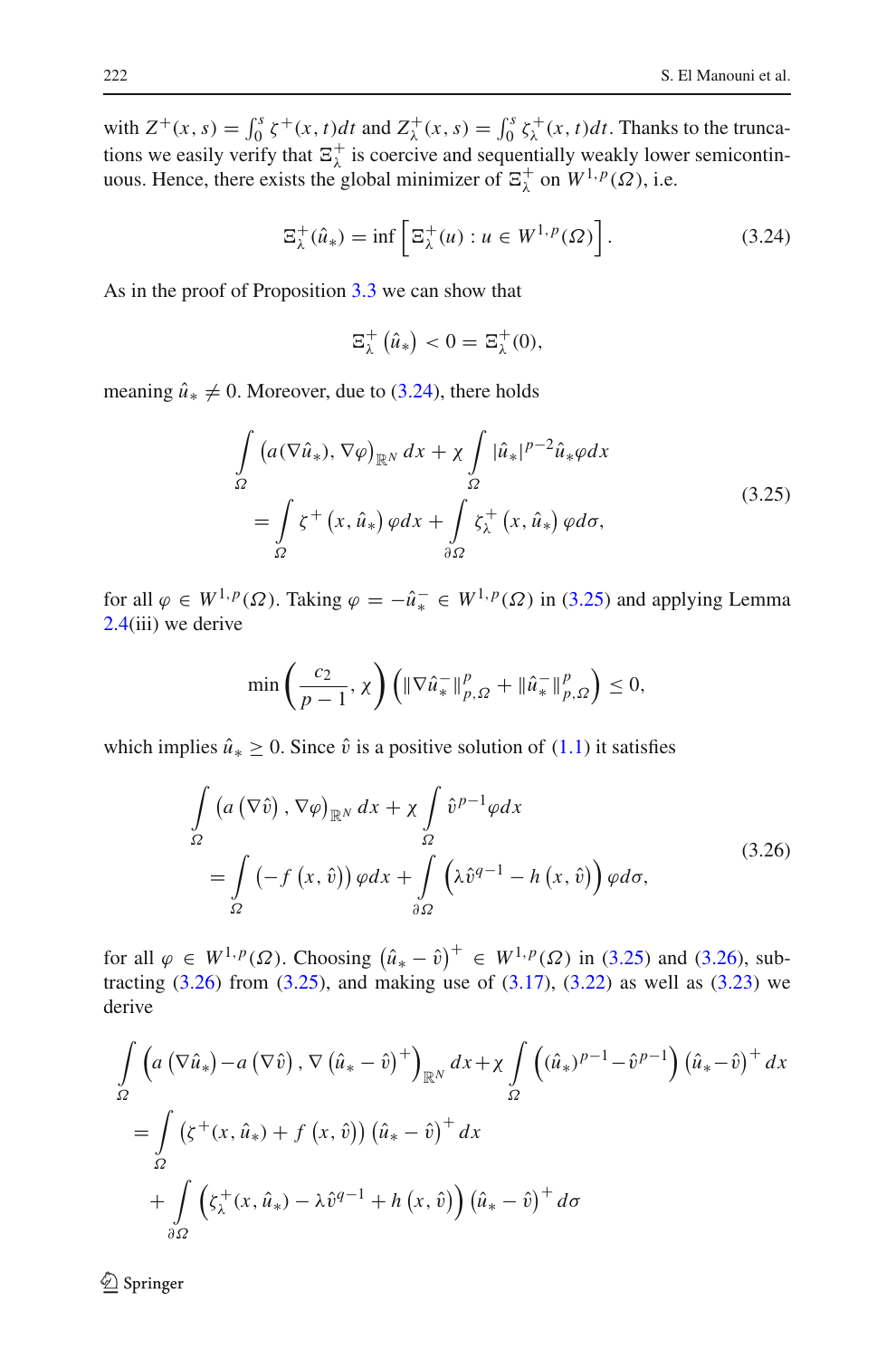with $Z^+(x,s) = \int_0^s \zeta^+(x,t)dt$ and $Z_\lambda^+(x,s) = \int_0^s \zeta_\lambda^+(x,t)dt$. Thanks to the truncations we easily verify that $\Xi_\lambda^+$ is coercive and sequentially weakly lower semicontinuous. Hence, there exists the global minimizer of $\Xi_\lambda^+$ on $W^{1,p}(\Omega)$, i.e.

$$\Xi_\lambda^+(\hat{u}_*) = \inf\left[\Xi_\lambda^+(u) : u \in W^{1,p}(\Omega)\right]. \tag{3.24}$$

As in the proof of Proposition 3.3 we can show that

$$\Xi_\lambda^+\left(\hat{u}_*\right) < 0 = \Xi_\lambda^+(0),$$

meaning $\hat{u}_* \neq 0$. Moreover, due to (3.24), there holds

$$\begin{aligned}
&\int_\Omega \left(a(\nabla \hat{u}_*), \nabla \varphi\right)_{\mathbb{R}^N} dx + \chi \int_\Omega |\hat{u}_*|^{p-2}\hat{u}_*\varphi dx \\
&\quad = \int_\Omega \zeta^+\left(x, \hat{u}_*\right)\varphi dx + \int_{\partial\Omega} \zeta_\lambda^+\left(x, \hat{u}_*\right)\varphi d\sigma,
\end{aligned} \tag{3.25}$$

for all $\varphi \in W^{1,p}(\Omega)$. Taking $\varphi = -\hat{u}_*^- \in W^{1,p}(\Omega)$ in (3.25) and applying Lemma 2.4(iii) we derive

$$\min\left(\frac{c_2}{p-1}, \chi\right)\left(\|\nabla \hat{u}_*^-\|_{p,\Omega}^p + \|\hat{u}_*^-\|_{p,\Omega}^p\right) \leq 0,$$

which implies $\hat{u}_* \geq 0$. Since $\hat{v}$ is a positive solution of (1.1) it satisfies

$$\begin{aligned}
&\int_\Omega \left(a\left(\nabla \hat{v}\right), \nabla \varphi\right)_{\mathbb{R}^N} dx + \chi \int_\Omega \hat{v}^{p-1}\varphi dx \\
&\quad = \int_\Omega \left(-f\left(x, \hat{v}\right)\right)\varphi dx + \int_{\partial\Omega} \left(\lambda \hat{v}^{q-1} - h\left(x, \hat{v}\right)\right)\varphi d\sigma,
\end{aligned} \tag{3.26}$$

for all $\varphi \in W^{1,p}(\Omega)$. Choosing $\left(\hat{u}_* - \hat{v}\right)^+ \in W^{1,p}(\Omega)$ in (3.25) and (3.26), subtracting (3.26) from (3.25), and making use of (3.17), (3.22) as well as (3.23) we derive

$$\begin{aligned}
&\int_\Omega \left(a\left(\nabla \hat{u}_*\right) - a\left(\nabla \hat{v}\right), \nabla\left(\hat{u}_* - \hat{v}\right)^+\right)_{\mathbb{R}^N} dx + \chi \int_\Omega \left((\hat{u}_*)^{p-1} - \hat{v}^{p-1}\right)\left(\hat{u}_* - \hat{v}\right)^+ dx \\
&= \int_\Omega \left(\zeta^+(x, \hat{u}_*) + f\left(x, \hat{v}\right)\right)\left(\hat{u}_* - \hat{v}\right)^+ dx \\
&\quad + \int_{\partial\Omega} \left(\zeta_\lambda^+(x, \hat{u}_*) - \lambda \hat{v}^{q-1} + h\left(x, \hat{v}\right)\right)\left(\hat{u}_* - \hat{v}\right)^+ d\sigma
\end{aligned}$$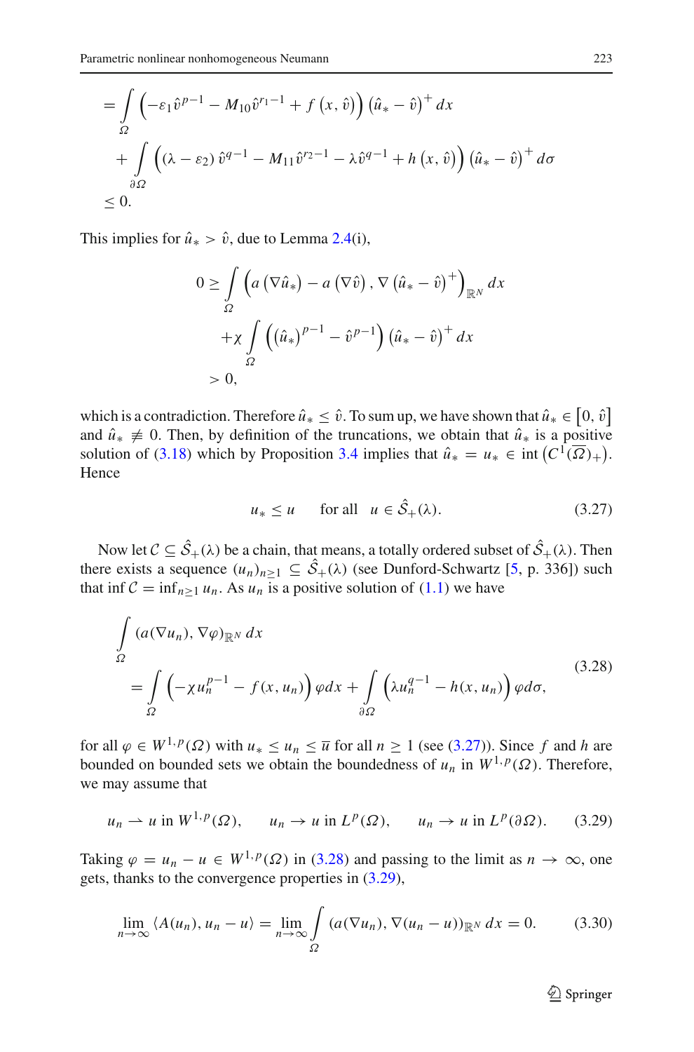$$
\begin{aligned}
&= \int_\Omega \left(-\varepsilon_1 \hat{v}^{p-1} - M_{10}\hat{v}^{r_1-1} + f\left(x, \hat{v}\right)\right)\left(\hat{u}_* - \hat{v}\right)^+ dx \\
&\quad + \int_{\partial\Omega} \left((\lambda - \varepsilon_2)\hat{v}^{q-1} - M_{11}\hat{v}^{r_2-1} - \lambda\hat{v}^{q-1} + h\left(x, \hat{v}\right)\right)\left(\hat{u}_* - \hat{v}\right)^+ d\sigma \\
&\le 0.
\end{aligned}
$$

This implies for $\hat{u}_* > \hat{v}$, due to Lemma 2.4(i),

$$
\begin{aligned}
0 &\ge \int_\Omega \left(a\left(\nabla \hat{u}_*\right) - a\left(\nabla \hat{v}\right), \nabla\left(\hat{u}_* - \hat{v}\right)^+\right)_{\mathbb{R}^N} dx \\
&\quad + \chi \int_\Omega \left(\left(\hat{u}_*\right)^{p-1} - \hat{v}^{p-1}\right)\left(\hat{u}_* - \hat{v}\right)^+ dx \\
&> 0,
\end{aligned}
$$

which is a contradiction. Therefore $\hat{u}_* \le \hat{v}$. To sum up, we have shown that $\hat{u}_* \in \left[0, \hat{v}\right]$ and $\hat{u}_* \not\equiv 0$. Then, by definition of the truncations, we obtain that $\hat{u}_*$ is a positive solution of (3.18) which by Proposition 3.4 implies that $\hat{u}_* = u_* \in \operatorname{int}\left(C^1(\overline{\Omega})_+\right)$. Hence

$$
u_* \le u \qquad \text{for all} \quad u \in \hat{\mathcal{S}}_+(\lambda). \tag{3.27}
$$

Now let $\mathcal{C} \subseteq \hat{\mathcal{S}}_+(\lambda)$ be a chain, that means, a totally ordered subset of $\hat{\mathcal{S}}_+(\lambda)$. Then there exists a sequence $(u_n)_{n\ge1} \subseteq \hat{\mathcal{S}}_+(\lambda)$ (see Dunford-Schwartz [5, p. 336]) such that $\inf \mathcal{C} = \inf_{n\ge1} u_n$. As $u_n$ is a positive solution of (1.1) we have

$$
\begin{aligned}
&\int_\Omega (a(\nabla u_n), \nabla\varphi)_{\mathbb{R}^N} dx \\
&\quad = \int_\Omega \left(-\chi u_n^{p-1} - f(x, u_n)\right)\varphi dx + \int_{\partial\Omega} \left(\lambda u_n^{q-1} - h(x, u_n)\right)\varphi d\sigma,
\end{aligned} \tag{3.28}
$$

for all $\varphi \in W^{1,p}(\Omega)$ with $u_* \le u_n \le \overline{u}$ for all $n \ge 1$ (see (3.27)). Since $f$ and $h$ are bounded on bounded sets we obtain the boundedness of $u_n$ in $W^{1,p}(\Omega)$. Therefore, we may assume that

$$
u_n \rightharpoonup u \text{ in } W^{1,p}(\Omega), \qquad u_n \to u \text{ in } L^p(\Omega), \qquad u_n \to u \text{ in } L^p(\partial\Omega). \tag{3.29}
$$

Taking $\varphi = u_n - u \in W^{1,p}(\Omega)$ in (3.28) and passing to the limit as $n \to \infty$, one gets, thanks to the convergence properties in (3.29),

$$
\lim_{n\to\infty} \langle A(u_n), u_n - u\rangle = \lim_{n\to\infty} \int_\Omega (a(\nabla u_n), \nabla(u_n - u))_{\mathbb{R}^N} dx = 0. \tag{3.30}
$$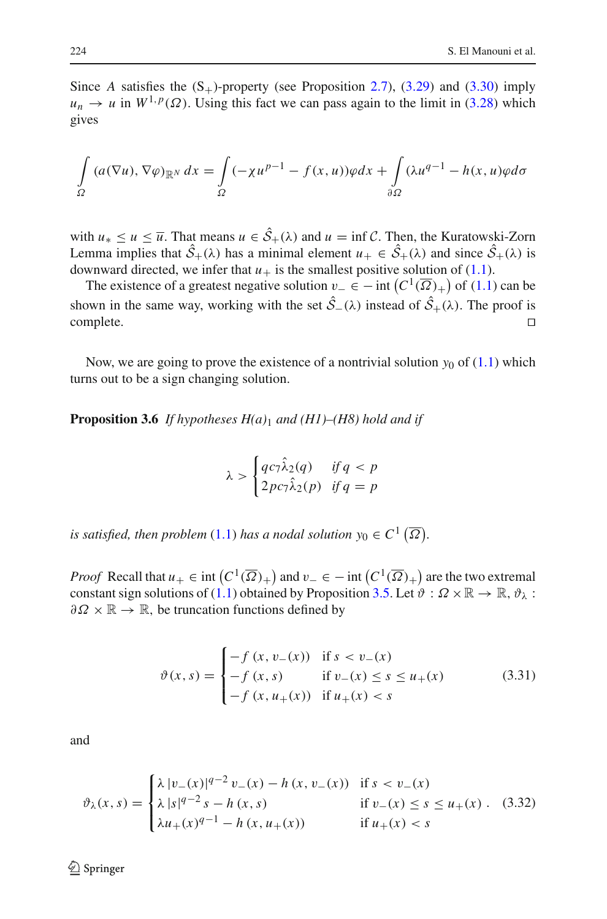Since $A$ satisfies the $(\mathrm{S}_+)$-property (see Proposition 2.7), (3.29) and (3.30) imply $u_n \to u$ in $W^{1,p}(\Omega)$. Using this fact we can pass again to the limit in (3.28) which gives

$$\int_{\Omega} (a(\nabla u), \nabla \varphi)_{\mathbb{R}^N}\, dx = \int_{\Omega} (-\chi u^{p-1} - f(x,u))\varphi dx + \int_{\partial\Omega} (\lambda u^{q-1} - h(x,u)\varphi d\sigma$$

with $u_* \le u \le \overline{u}$. That means $u \in \hat{\mathcal{S}}_+(\lambda)$ and $u = \inf \mathcal{C}$. Then, the Kuratowski-Zorn Lemma implies that $\hat{\mathcal{S}}_+(\lambda)$ has a minimal element $u_+ \in \hat{\mathcal{S}}_+(\lambda)$ and since $\hat{\mathcal{S}}_+(\lambda)$ is downward directed, we infer that $u_+$ is the smallest positive solution of (1.1).

The existence of a greatest negative solution $v_- \in -\operatorname{int}\left(C^1(\overline{\Omega})_+\right)$ of (1.1) can be shown in the same way, working with the set $\hat{\mathcal{S}}_-(\lambda)$ instead of $\hat{\mathcal{S}}_+(\lambda)$. The proof is complete. ◻

Now, we are going to prove the existence of a nontrivial solution $y_0$ of (1.1) which turns out to be a sign changing solution.

**Proposition 3.6** *If hypotheses H(a)$_1$ and (H1)–(H8) hold and if*

$$\lambda > \begin{cases} qc_7\hat{\lambda}_2(q) & \text{if } q < p \\ 2pc_7\hat{\lambda}_2(p) & \text{if } q = p \end{cases}$$

*is satisfied, then problem (1.1) has a nodal solution $y_0 \in C^1\left(\overline{\Omega}\right)$.*

*Proof* Recall that $u_+ \in \operatorname{int}\left(C^1(\overline{\Omega})_+\right)$ and $v_- \in -\operatorname{int}\left(C^1(\overline{\Omega})_+\right)$ are the two extremal constant sign solutions of (1.1) obtained by Proposition 3.5. Let $\vartheta : \Omega \times \mathbb{R} \to \mathbb{R}$, $\vartheta_\lambda : \partial\Omega \times \mathbb{R} \to \mathbb{R}$, be truncation functions defined by

$$\vartheta(x,s) = \begin{cases} -f\left(x, v_-(x)\right) & \text{if } s < v_-(x) \\ -f\left(x, s\right) & \text{if } v_-(x) \le s \le u_+(x) \\ -f\left(x, u_+(x)\right) & \text{if } u_+(x) < s \end{cases} \tag{3.31}$$

and

$$\vartheta_\lambda(x,s) = \begin{cases} \lambda \left|v_-(x)\right|^{q-2} v_-(x) - h\left(x, v_-(x)\right) & \text{if } s < v_-(x) \\ \lambda \left|s\right|^{q-2} s - h\left(x, s\right) & \text{if } v_-(x) \le s \le u_+(x)\,. \\ \lambda u_+(x)^{q-1} - h\left(x, u_+(x)\right) & \text{if } u_+(x) < s \end{cases} \tag{3.32}$$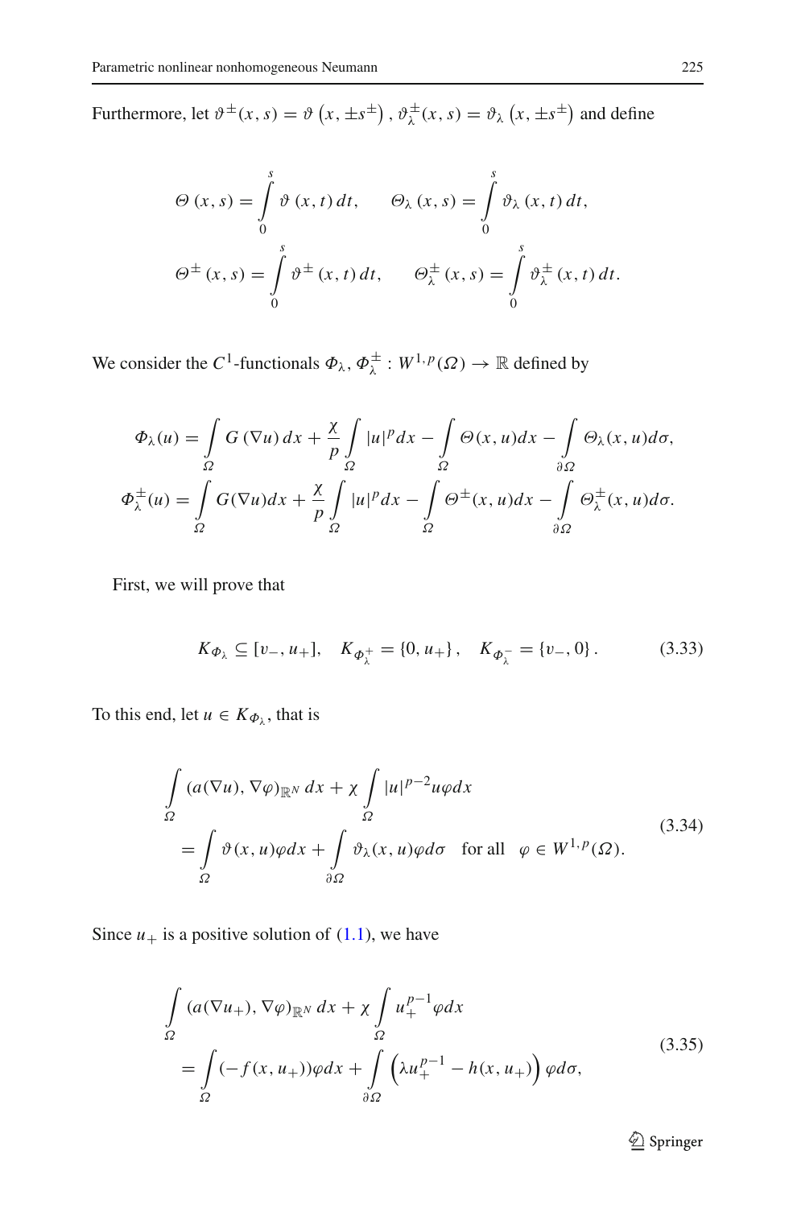Furthermore, let $\vartheta^{\pm}(x,s) = \vartheta\left(x, \pm s^{\pm}\right)$, $\vartheta_{\lambda}^{\pm}(x,s) = \vartheta_{\lambda}\left(x, \pm s^{\pm}\right)$ and define

$$
\Theta\left(x,s\right) = \int_{0}^{s} \vartheta\left(x,t\right)dt, \qquad \Theta_{\lambda}\left(x,s\right) = \int_{0}^{s} \vartheta_{\lambda}\left(x,t\right)dt,
$$

$$
\Theta^{\pm}\left(x,s\right) = \int_{0}^{s} \vartheta^{\pm}\left(x,t\right)dt, \qquad \Theta_{\lambda}^{\pm}\left(x,s\right) = \int_{0}^{s} \vartheta_{\lambda}^{\pm}\left(x,t\right)dt.
$$

We consider the $C^1$-functionals $\Phi_{\lambda}, \Phi_{\lambda}^{\pm} : W^{1,p}(\Omega) \to \mathbb{R}$ defined by

$$
\Phi_{\lambda}(u) = \int_{\Omega} G\left(\nabla u\right)dx + \frac{\chi}{p}\int_{\Omega} |u|^p dx - \int_{\Omega} \Theta(x,u)dx - \int_{\partial\Omega} \Theta_{\lambda}(x,u)d\sigma,
$$

$$
\Phi_{\lambda}^{\pm}(u) = \int_{\Omega} G(\nabla u)dx + \frac{\chi}{p}\int_{\Omega} |u|^p dx - \int_{\Omega} \Theta^{\pm}(x,u)dx - \int_{\partial\Omega} \Theta_{\lambda}^{\pm}(x,u)d\sigma.
$$

First, we will prove that

$$
K_{\Phi_{\lambda}} \subseteq [v_-, u_+], \quad K_{\Phi_{\lambda}^+} = \{0, u_+\}, \quad K_{\Phi_{\lambda}^-} = \{v_-, 0\}. \tag{3.33}
$$

To this end, let $u \in K_{\Phi_{\lambda}}$, that is

$$
\begin{aligned}
&\int_{\Omega} (a(\nabla u), \nabla\varphi)_{\mathbb{R}^N}\, dx + \chi\int_{\Omega} |u|^{p-2}u\varphi dx \\
&\quad = \int_{\Omega} \vartheta(x,u)\varphi dx + \int_{\partial\Omega} \vartheta_{\lambda}(x,u)\varphi d\sigma \quad \text{for all} \quad \varphi \in W^{1,p}(\Omega).
\end{aligned} \tag{3.34}
$$

Since $u_+$ is a positive solution of (1.1), we have

$$
\begin{aligned}
&\int_{\Omega} (a(\nabla u_+), \nabla\varphi)_{\mathbb{R}^N}\, dx + \chi\int_{\Omega} u_+^{p-1}\varphi dx \\
&\quad = \int_{\Omega} (-f(x,u_+))\varphi dx + \int_{\partial\Omega} \left(\lambda u_+^{p-1} - h(x,u_+)\right)\varphi d\sigma,
\end{aligned} \tag{3.35}
$$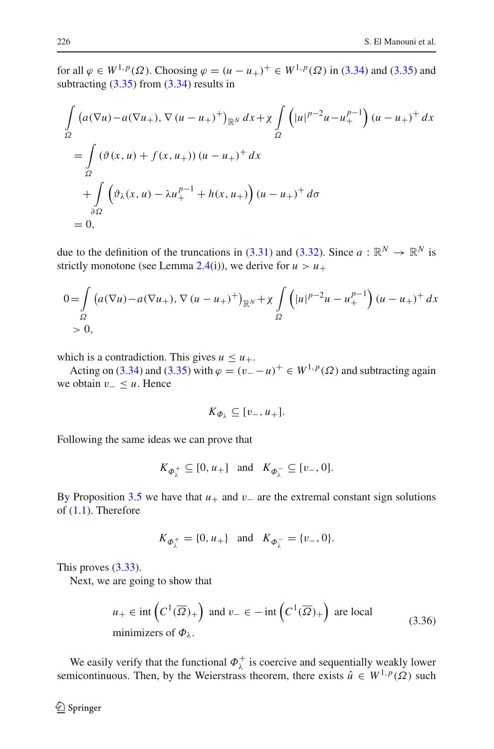for all $\varphi \in W^{1,p}(\Omega)$. Choosing $\varphi = (u - u_+)^+ \in W^{1,p}(\Omega)$ in (3.34) and (3.35) and subtracting (3.35) from (3.34) results in

$$
\begin{aligned}
&\int_{\Omega} \left(a(\nabla u) - a(\nabla u_+), \nabla (u - u_+)^+\right)_{\mathbb{R}^N} dx + \chi \int_{\Omega} \left(|u|^{p-2}u - u_+^{p-1}\right)(u - u_+)^+ dx \\
&= \int_{\Omega} (\vartheta(x, u) + f(x, u_+))(u - u_+)^+ dx \\
&\quad + \int_{\partial\Omega} \left(\vartheta_\lambda(x, u) - \lambda u_+^{p-1} + h(x, u_+)\right)(u - u_+)^+ d\sigma \\
&= 0,
\end{aligned}
$$

due to the definition of the truncations in (3.31) and (3.32). Since $a : \mathbb{R}^N \to \mathbb{R}^N$ is strictly monotone (see Lemma 2.4(i)), we derive for $u > u_+$

$$
\begin{aligned}
0 &= \int_{\Omega} \left(a(\nabla u) - a(\nabla u_+), \nabla (u - u_+)^+\right)_{\mathbb{R}^N} + \chi \int_{\Omega} \left(|u|^{p-2}u - u_+^{p-1}\right)(u - u_+)^+ dx \\
&> 0,
\end{aligned}
$$

which is a contradiction. This gives $u \leq u_+$.

Acting on (3.34) and (3.35) with $\varphi = (v_- - u)^+ \in W^{1,p}(\Omega)$ and subtracting again we obtain $v_- \leq u$. Hence

$$
K_{\Phi_\lambda} \subseteq [v_-, u_+].
$$

Following the same ideas we can prove that

$$
K_{\Phi_\lambda^+} \subseteq [0, u_+] \quad \text{and} \quad K_{\Phi_\lambda^-} \subseteq [v_-, 0].
$$

By Proposition 3.5 we have that $u_+$ and $v_-$ are the extremal constant sign solutions of (1.1). Therefore

$$
K_{\Phi_\lambda^+} = \{0, u_+\} \quad \text{and} \quad K_{\Phi_\lambda^-} = \{v_-, 0\}.
$$

This proves (3.33).

Next, we are going to show that

$$
u_+ \in \operatorname{int}\left(C^1(\overline{\Omega})_+\right) \text{ and } v_- \in -\operatorname{int}\left(C^1(\overline{\Omega})_+\right) \text{ are local minimizers of } \Phi_\lambda. \tag{3.36}
$$

We easily verify that the functional $\Phi_\lambda^+$ is coercive and sequentially weakly lower semicontinuous. Then, by the Weierstrass theorem, there exists $\hat{u} \in W^{1,p}(\Omega)$ such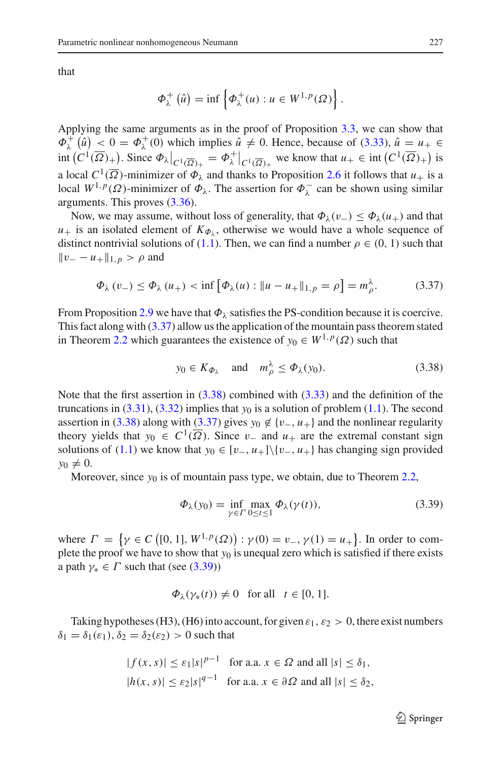that

$$\Phi_\lambda^+\left(\hat{u}\right) = \inf\left\{\Phi_\lambda^+(u) : u \in W^{1,p}(\Omega)\right\}.$$

Applying the same arguments as in the proof of Proposition 3.3, we can show that $\Phi_\lambda^+\left(\hat{u}\right) < 0 = \Phi_\lambda^+(0)$ which implies $\hat{u} \neq 0$. Hence, because of (3.33), $\hat{u} = u_+ \in \operatorname{int}\left(C^1(\overline{\Omega})_+\right)$. Since $\Phi_\lambda\big|_{C^1(\overline{\Omega})_+} = \Phi_\lambda^+\big|_{C^1(\overline{\Omega})_+}$ we know that $u_+ \in \operatorname{int}\left(C^1(\overline{\Omega})_+\right)$ is a local $C^1(\overline{\Omega})$-minimizer of $\Phi_\lambda$ and thanks to Proposition 2.6 it follows that $u_+$ is a local $W^{1,p}(\Omega)$-minimizer of $\Phi_\lambda$. The assertion for $\Phi_\lambda^-$ can be shown using similar arguments. This proves (3.36).

Now, we may assume, without loss of generality, that $\Phi_\lambda(v_-) \leq \Phi_\lambda(u_+)$ and that $u_+$ is an isolated element of $K_{\Phi_\lambda}$, otherwise we would have a whole sequence of distinct nontrivial solutions of (1.1). Then, we can find a number $\rho \in (0,1)$ such that $\|v_- - u_+\|_{1,p} > \rho$ and

$$\Phi_\lambda\left(v_-\right) \leq \Phi_\lambda\left(u_+\right) < \inf\left[\Phi_\lambda(u) : \|u - u_+\|_{1,p} = \rho\right] = m_\rho^\lambda. \tag{3.37}$$

From Proposition 2.9 we have that $\Phi_\lambda$ satisfies the PS-condition because it is coercive. This fact along with (3.37) allow us the application of the mountain pass theorem stated in Theorem 2.2 which guarantees the existence of $y_0 \in W^{1,p}(\Omega)$ such that

$$y_0 \in K_{\Phi_\lambda} \quad \text{and} \quad m_\rho^\lambda \leq \Phi_\lambda(y_0). \tag{3.38}$$

Note that the first assertion in (3.38) combined with (3.33) and the definition of the truncations in (3.31), (3.32) implies that $y_0$ is a solution of problem (1.1). The second assertion in (3.38) along with (3.37) gives $y_0 \notin \{v_-, u_+\}$ and the nonlinear regularity theory yields that $y_0 \in C^1(\overline{\Omega})$. Since $v_-$ and $u_+$ are the extremal constant sign solutions of (1.1) we know that $y_0 \in [v_-, u_+] \setminus \{v_-, u_+\}$ has changing sign provided $y_0 \neq 0$.

Moreover, since $y_0$ is of mountain pass type, we obtain, due to Theorem 2.2,

$$\Phi_\lambda(y_0) = \inf_{\gamma \in \Gamma} \max_{0 \leq t \leq 1} \Phi_\lambda(\gamma(t)), \tag{3.39}$$

where $\Gamma = \left\{\gamma \in C\left([0,1], W^{1,p}(\Omega)\right) : \gamma(0) = v_-, \gamma(1) = u_+\right\}$. In order to complete the proof we have to show that $y_0$ is unequal zero which is satisfied if there exists a path $\gamma_* \in \Gamma$ such that (see (3.39))

$$\Phi_\lambda(\gamma_*(t)) \neq 0 \quad \text{for all} \quad t \in [0,1].$$

Taking hypotheses (H3), (H6) into account, for given $\varepsilon_1, \varepsilon_2 > 0$, there exist numbers $\delta_1 = \delta_1(\varepsilon_1), \delta_2 = \delta_2(\varepsilon_2) > 0$ such that

$$\begin{aligned}
|f(x,s)| &\leq \varepsilon_1 |s|^{p-1} \quad \text{for a.a. } x \in \Omega \text{ and all } |s| \leq \delta_1, \\
|h(x,s)| &\leq \varepsilon_2 |s|^{q-1} \quad \text{for a.a. } x \in \partial\Omega \text{ and all } |s| \leq \delta_2,
\end{aligned}$$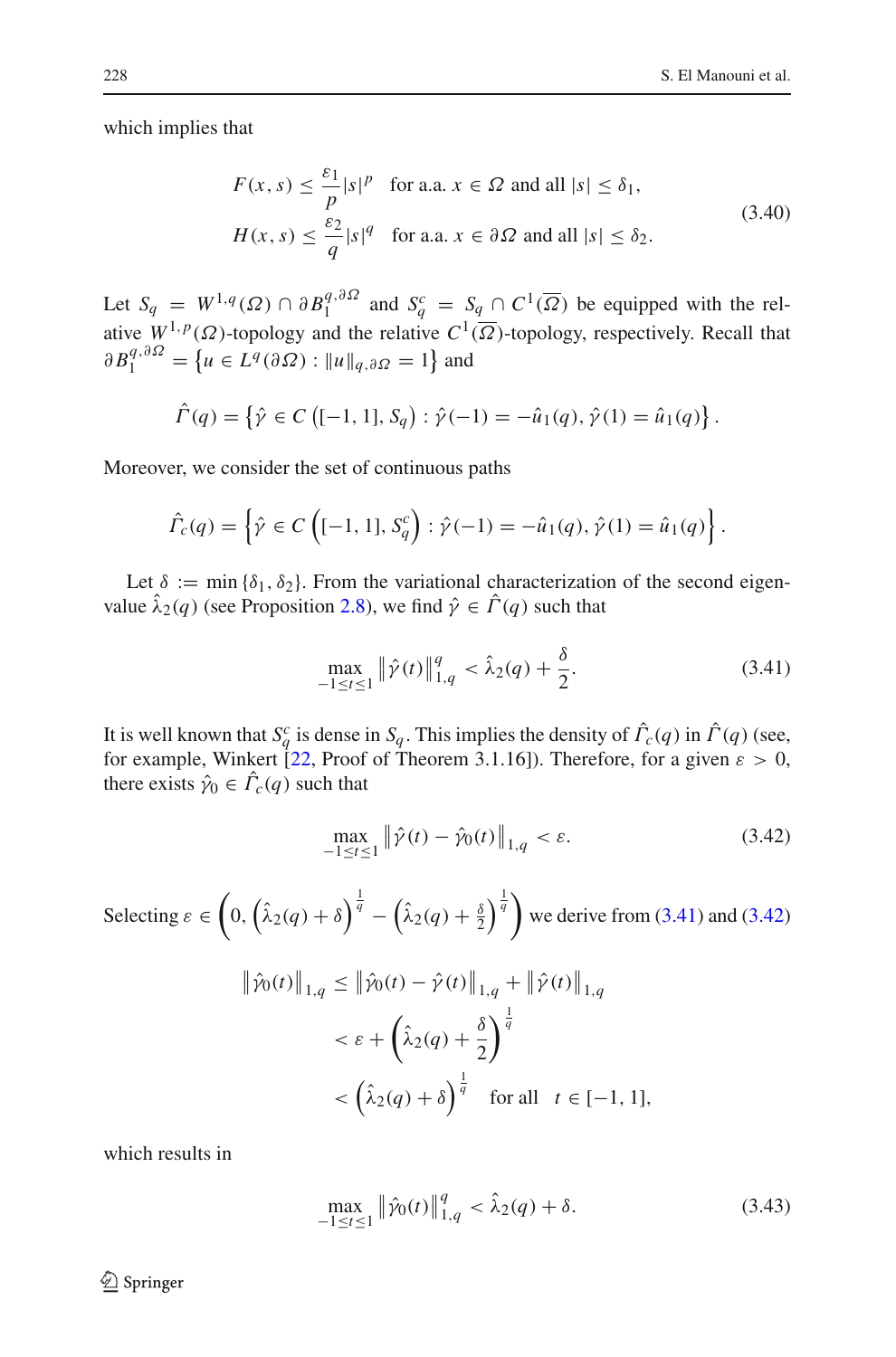which implies that

$$
\begin{aligned}
F(x, s) &\leq \frac{\varepsilon_1}{p}|s|^p \quad \text{for a.a. } x \in \Omega \text{ and all } |s| \leq \delta_1, \\
H(x, s) &\leq \frac{\varepsilon_2}{q}|s|^q \quad \text{for a.a. } x \in \partial\Omega \text{ and all } |s| \leq \delta_2.
\end{aligned}
\tag{3.40}
$$

Let $S_q = W^{1,q}(\Omega) \cap \partial B_1^{q,\partial\Omega}$ and $S_q^c = S_q \cap C^1(\overline{\Omega})$ be equipped with the relative $W^{1,p}(\Omega)$-topology and the relative $C^1(\overline{\Omega})$-topology, respectively. Recall that $\partial B_1^{q,\partial\Omega} = \left\{u \in L^q(\partial\Omega) : \|u\|_{q,\partial\Omega} = 1\right\}$ and

$$
\hat{\Gamma}(q) = \left\{\hat{\gamma} \in C\left([-1, 1], S_q\right) : \hat{\gamma}(-1) = -\hat{u}_1(q), \hat{\gamma}(1) = \hat{u}_1(q)\right\}.
$$

Moreover, we consider the set of continuous paths

$$
\hat{\Gamma}_c(q) = \left\{\hat{\gamma} \in C\left([-1, 1], S_q^c\right) : \hat{\gamma}(-1) = -\hat{u}_1(q), \hat{\gamma}(1) = \hat{u}_1(q)\right\}.
$$

Let $\delta := \min\{\delta_1, \delta_2\}$. From the variational characterization of the second eigenvalue $\hat{\lambda}_2(q)$ (see Proposition 2.8), we find $\hat{\gamma} \in \hat{\Gamma}(q)$ such that

$$
\max_{-1 \leq t \leq 1} \left\|\hat{\gamma}(t)\right\|_{1,q}^q < \hat{\lambda}_2(q) + \frac{\delta}{2}. \tag{3.41}
$$

It is well known that $S_q^c$ is dense in $S_q$. This implies the density of $\hat{\Gamma}_c(q)$ in $\hat{\Gamma}(q)$ (see, for example, Winkert [22, Proof of Theorem 3.1.16]). Therefore, for a given $\varepsilon > 0$, there exists $\hat{\gamma}_0 \in \hat{\Gamma}_c(q)$ such that

$$
\max_{-1 \leq t \leq 1} \left\|\hat{\gamma}(t) - \hat{\gamma}_0(t)\right\|_{1,q} < \varepsilon. \tag{3.42}
$$

Selecting $\varepsilon \in \left(0, \left(\hat{\lambda}_2(q) + \delta\right)^{\frac{1}{q}} - \left(\hat{\lambda}_2(q) + \frac{\delta}{2}\right)^{\frac{1}{q}}\right)$ we derive from (3.41) and (3.42)

$$
\begin{aligned}
\left\|\hat{\gamma}_0(t)\right\|_{1,q} &\leq \left\|\hat{\gamma}_0(t) - \hat{\gamma}(t)\right\|_{1,q} + \left\|\hat{\gamma}(t)\right\|_{1,q} \\
&< \varepsilon + \left(\hat{\lambda}_2(q) + \frac{\delta}{2}\right)^{\frac{1}{q}} \\
&< \left(\hat{\lambda}_2(q) + \delta\right)^{\frac{1}{q}} \quad \text{for all} \quad t \in [-1, 1],
\end{aligned}
$$

which results in

$$
\max_{-1 \leq t \leq 1} \left\|\hat{\gamma}_0(t)\right\|_{1,q}^q < \hat{\lambda}_2(q) + \delta. \tag{3.43}
$$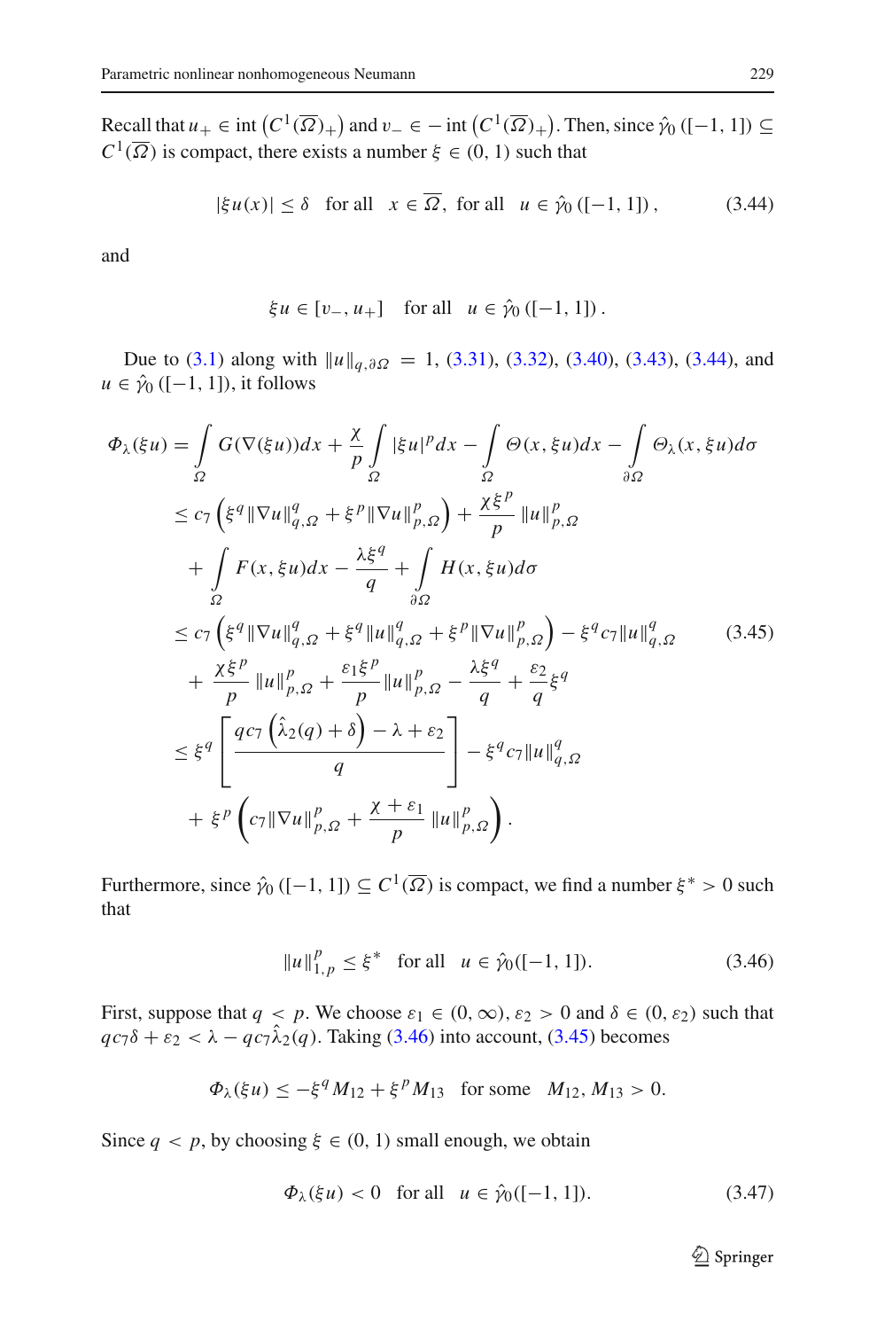Recall that $u_+ \in \operatorname{int}\left(C^1(\overline{\Omega})_+\right)$ and $v_- \in -\operatorname{int}\left(C^1(\overline{\Omega})_+\right)$. Then, since $\hat{\gamma}_0([-1,1]) \subseteq C^1(\overline{\Omega})$ is compact, there exists a number $\xi \in (0,1)$ such that

$$
|\xi u(x)| \leq \delta \quad \text{for all} \quad x \in \overline{\Omega}, \text{ for all} \quad u \in \hat{\gamma}_0([-1,1]), \tag{3.44}
$$

and

$$
\xi u \in [v_-, u_+] \quad \text{for all} \quad u \in \hat{\gamma}_0([-1,1]).
$$

Due to (3.1) along with $\|u\|_{q,\partial\Omega} = 1$, (3.31), (3.32), (3.40), (3.43), (3.44), and $u \in \hat{\gamma}_0([-1,1])$, it follows

$$
\begin{aligned}
\Phi_\lambda(\xi u) &= \int_\Omega G(\nabla(\xi u))dx + \frac{\chi}{p}\int_\Omega |\xi u|^p dx - \int_\Omega \Theta(x,\xi u)dx - \int_{\partial\Omega} \Theta_\lambda(x,\xi u)d\sigma \\
&\leq c_7\left(\xi^q\|\nabla u\|_{q,\Omega}^q + \xi^p\|\nabla u\|_{p,\Omega}^p\right) + \frac{\chi\xi^p}{p}\|u\|_{p,\Omega}^p \\
&\quad + \int_\Omega F(x,\xi u)dx - \frac{\lambda\xi^q}{q} + \int_{\partial\Omega} H(x,\xi u)d\sigma \\
&\leq c_7\left(\xi^q\|\nabla u\|_{q,\Omega}^q + \xi^q\|u\|_{q,\Omega}^q + \xi^p\|\nabla u\|_{p,\Omega}^p\right) - \xi^q c_7\|u\|_{q,\Omega}^q \\
&\quad + \frac{\chi\xi^p}{p}\|u\|_{p,\Omega}^p + \frac{\varepsilon_1\xi^p}{p}\|u\|_{p,\Omega}^p - \frac{\lambda\xi^q}{q} + \frac{\varepsilon_2}{q}\xi^q \\
&\leq \xi^q\left[\frac{qc_7\left(\hat{\lambda}_2(q)+\delta\right) - \lambda + \varepsilon_2}{q}\right] - \xi^q c_7\|u\|_{q,\Omega}^q \\
&\quad + \xi^p\left(c_7\|\nabla u\|_{p,\Omega}^p + \frac{\chi+\varepsilon_1}{p}\|u\|_{p,\Omega}^p\right).
\end{aligned} \tag{3.45}
$$

Furthermore, since $\hat{\gamma}_0([-1,1]) \subseteq C^1(\overline{\Omega})$ is compact, we find a number $\xi^* > 0$ such that

$$
\|u\|_{1,p}^p \leq \xi^* \quad \text{for all} \quad u \in \hat{\gamma}_0([-1,1]). \tag{3.46}
$$

First, suppose that $q < p$. We choose $\varepsilon_1 \in (0,\infty)$, $\varepsilon_2 > 0$ and $\delta \in (0,\varepsilon_2)$ such that $qc_7\delta + \varepsilon_2 < \lambda - qc_7\hat{\lambda}_2(q)$. Taking (3.46) into account, (3.45) becomes

$$
\Phi_\lambda(\xi u) \leq -\xi^q M_{12} + \xi^p M_{13} \quad \text{for some} \quad M_{12}, M_{13} > 0.
$$

Since $q < p$, by choosing $\xi \in (0,1)$ small enough, we obtain

$$
\Phi_\lambda(\xi u) < 0 \quad \text{for all} \quad u \in \hat{\gamma}_0([-1,1]). \tag{3.47}
$$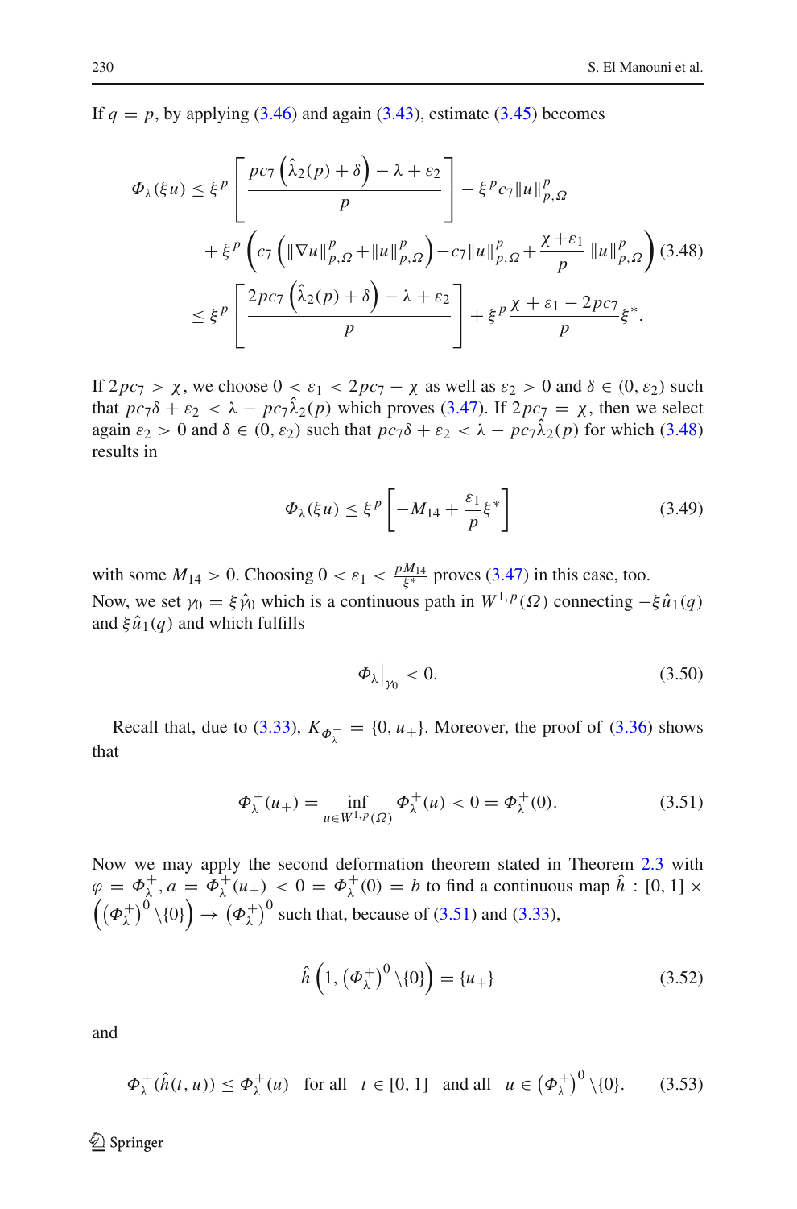If $q = p$, by applying (3.46) and again (3.43), estimate (3.45) becomes

$$
\begin{aligned}
\Phi_\lambda(\xi u) &\le \xi^p \left[ \frac{pc_7\left(\hat{\lambda}_2(p)+\delta\right) - \lambda + \varepsilon_2}{p} \right] - \xi^p c_7 \|u\|_{p,\Omega}^p \\
&\quad + \xi^p \left( c_7 \left( \|\nabla u\|_{p,\Omega}^p + \|u\|_{p,\Omega}^p \right) - c_7 \|u\|_{p,\Omega}^p + \frac{\chi + \varepsilon_1}{p} \|u\|_{p,\Omega}^p \right) \\
&\le \xi^p \left[ \frac{2pc_7\left(\hat{\lambda}_2(p)+\delta\right) - \lambda + \varepsilon_2}{p} \right] + \xi^p \frac{\chi + \varepsilon_1 - 2pc_7}{p} \xi^*.
\end{aligned} \tag{3.48}
$$

If $2pc_7 > \chi$, we choose $0 < \varepsilon_1 < 2pc_7 - \chi$ as well as $\varepsilon_2 > 0$ and $\delta \in (0, \varepsilon_2)$ such that $pc_7\delta + \varepsilon_2 < \lambda - pc_7\hat{\lambda}_2(p)$ which proves (3.47). If $2pc_7 = \chi$, then we select again $\varepsilon_2 > 0$ and $\delta \in (0, \varepsilon_2)$ such that $pc_7\delta + \varepsilon_2 < \lambda - pc_7\hat{\lambda}_2(p)$ for which (3.48) results in

$$
\Phi_\lambda(\xi u) \le \xi^p \left[ -M_{14} + \frac{\varepsilon_1}{p} \xi^* \right] \tag{3.49}
$$

with some $M_{14} > 0$. Choosing $0 < \varepsilon_1 < \frac{pM_{14}}{\xi^*}$ proves (3.47) in this case, too. Now, we set $\gamma_0 = \xi \hat{\gamma}_0$ which is a continuous path in $W^{1,p}(\Omega)$ connecting $-\xi \hat{u}_1(q)$ and $\xi \hat{u}_1(q)$ and which fulfills

$$
\Phi_\lambda\big|_{\gamma_0} < 0. \tag{3.50}
$$

Recall that, due to (3.33), $K_{\Phi_\lambda^+} = \{0, u_+\}$. Moreover, the proof of (3.36) shows that

$$
\Phi_\lambda^+(u_+) = \inf_{u \in W^{1,p}(\Omega)} \Phi_\lambda^+(u) < 0 = \Phi_\lambda^+(0). \tag{3.51}
$$

Now we may apply the second deformation theorem stated in Theorem 2.3 with $\varphi = \Phi_\lambda^+$, $a = \Phi_\lambda^+(u_+) < 0 = \Phi_\lambda^+(0) = b$ to find a continuous map $\hat{h} : [0,1] \times \left( \left(\Phi_\lambda^+\right)^0 \setminus \{0\} \right) \to \left(\Phi_\lambda^+\right)^0$ such that, because of (3.51) and (3.33),

$$
\hat{h}\left(1, \left(\Phi_\lambda^+\right)^0 \setminus \{0\}\right) = \{u_+\} \tag{3.52}
$$

and

$$
\Phi_\lambda^+(\hat{h}(t,u)) \le \Phi_\lambda^+(u) \quad \text{for all} \quad t \in [0,1] \quad \text{and all} \quad u \in \left(\Phi_\lambda^+\right)^0 \setminus \{0\}. \tag{3.53}
$$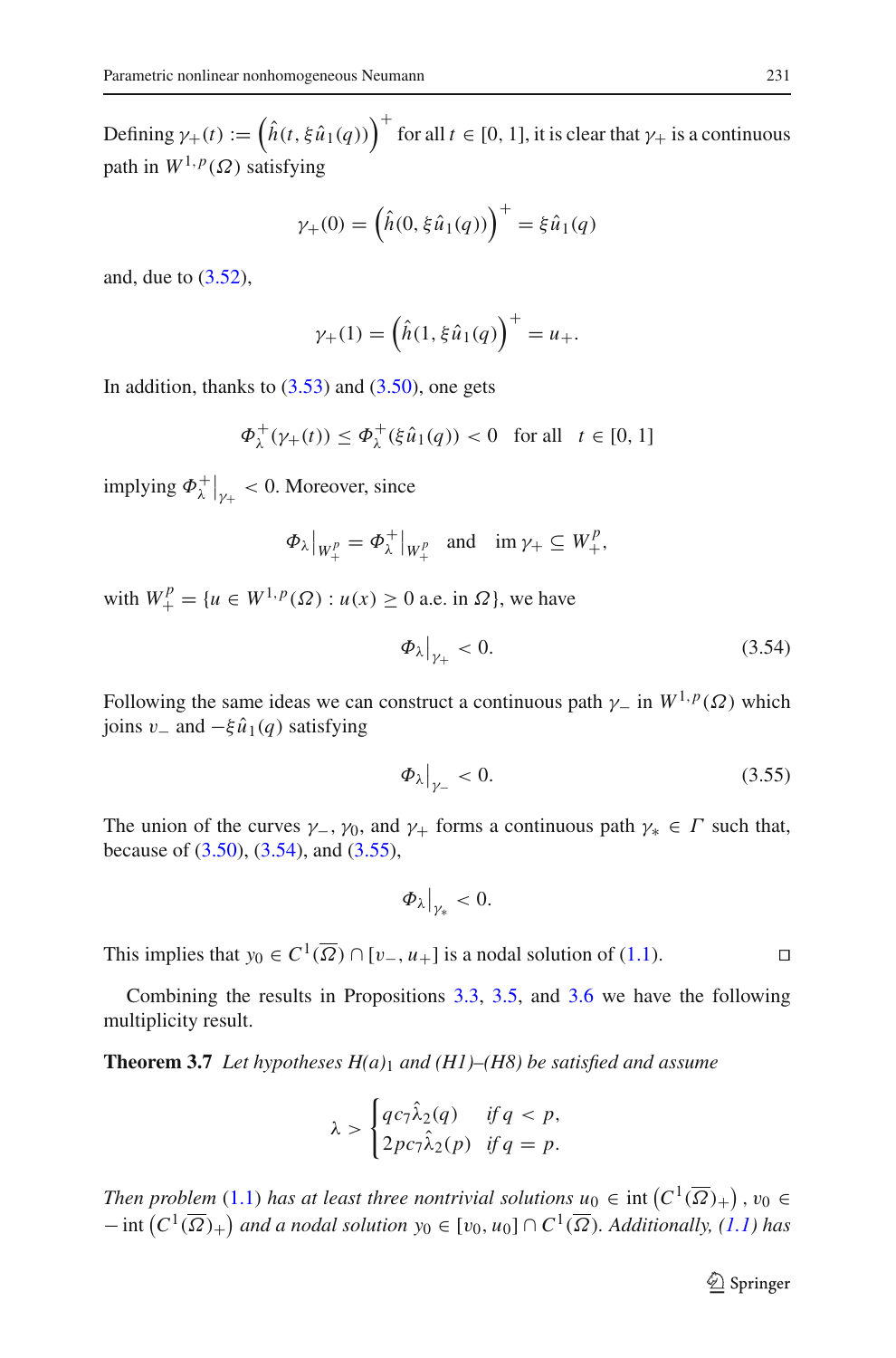Defining $\gamma_+(t) := \left(\hat{h}(t, \xi \hat{u}_1(q))\right)^+$ for all $t \in [0, 1]$, it is clear that $\gamma_+$ is a continuous path in $W^{1,p}(\Omega)$ satisfying

$$\gamma_+(0) = \left(\hat{h}(0, \xi \hat{u}_1(q))\right)^+ = \xi \hat{u}_1(q)$$

and, due to (3.52),

$$\gamma_+(1) = \left(\hat{h}(1, \xi \hat{u}_1(q))\right)^+ = u_+.$$

In addition, thanks to (3.53) and (3.50), one gets

$$\Phi_\lambda^+(\gamma_+(t)) \le \Phi_\lambda^+(\xi \hat{u}_1(q)) < 0 \quad \text{for all} \quad t \in [0, 1]$$

implying $\Phi_\lambda^+\big|_{\gamma_+} < 0$. Moreover, since

$$\Phi_\lambda\big|_{W_+^p} = \Phi_\lambda^+\big|_{W_+^p} \quad \text{and} \quad \operatorname{im} \gamma_+ \subseteq W_+^p,$$

with $W_+^p = \{u \in W^{1,p}(\Omega) : u(x) \ge 0 \text{ a.e. in } \Omega\}$, we have

$$\Phi_\lambda\big|_{\gamma_+} < 0. \tag{3.54}$$

Following the same ideas we can construct a continuous path $\gamma_-$ in $W^{1,p}(\Omega)$ which joins $v_-$ and $-\xi \hat{u}_1(q)$ satisfying

$$\Phi_\lambda\big|_{\gamma_-} < 0. \tag{3.55}$$

The union of the curves $\gamma_-$, $\gamma_0$, and $\gamma_+$ forms a continuous path $\gamma_* \in \Gamma$ such that, because of (3.50), (3.54), and (3.55),

$$\Phi_\lambda\big|_{\gamma_*} < 0.$$

This implies that $y_0 \in C^1(\overline{\Omega}) \cap [v_-, u_+]$ is a nodal solution of (1.1). ◻

Combining the results in Propositions 3.3, 3.5, and 3.6 we have the following multiplicity result.

**Theorem 3.7** *Let hypotheses $H(a)_1$ and (H1)–(H8) be satisfied and assume*

$$\lambda > \begin{cases} qc_7\hat{\lambda}_2(q) & \text{if } q < p, \\ 2pc_7\hat{\lambda}_2(p) & \text{if } q = p. \end{cases}$$

*Then problem (1.1) has at least three nontrivial solutions $u_0 \in \operatorname{int}\left(C^1(\overline{\Omega})_+\right)$, $v_0 \in -\operatorname{int}\left(C^1(\overline{\Omega})_+\right)$ and a nodal solution $y_0 \in [v_0, u_0] \cap C^1(\overline{\Omega})$. Additionally, (1.1) has*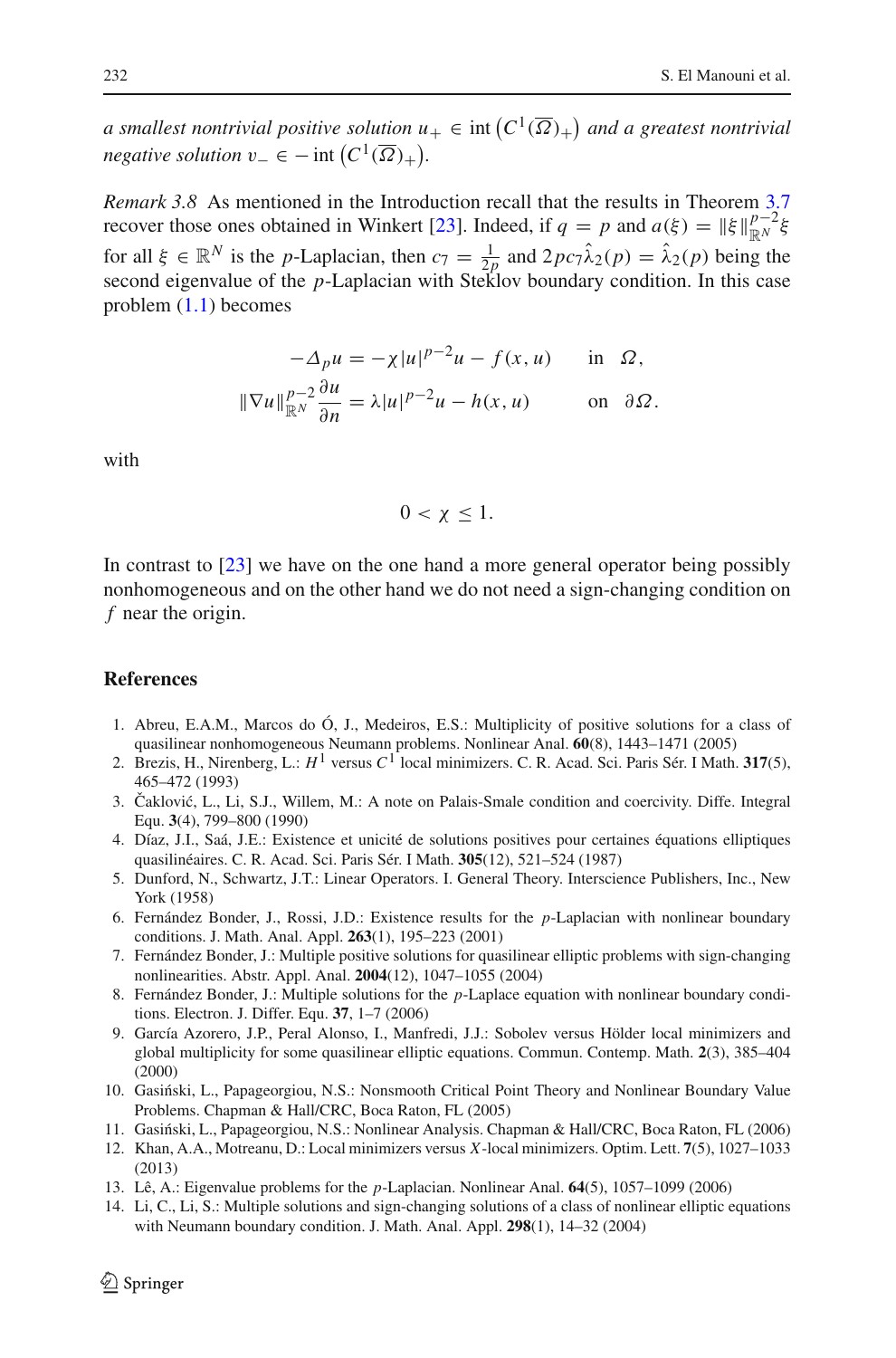*a smallest nontrivial positive solution* $u_+ \in \operatorname{int}\left(C^1(\overline{\Omega})_+\right)$ *and a greatest nontrivial negative solution* $v_- \in -\operatorname{int}\left(C^1(\overline{\Omega})_+\right)$.

*Remark 3.8* As mentioned in the Introduction recall that the results in Theorem 3.7 recover those ones obtained in Winkert [23]. Indeed, if $q = p$ and $a(\xi) = \|\xi\|_{\mathbb{R}^N}^{p-2}\xi$ for all $\xi \in \mathbb{R}^N$ is the $p$-Laplacian, then $c_7 = \frac{1}{2p}$ and $2pc_7\hat{\lambda}_2(p) = \hat{\lambda}_2(p)$ being the second eigenvalue of the $p$-Laplacian with Steklov boundary condition. In this case problem (1.1) becomes

$$
\begin{aligned}
-\Delta_p u &= -\chi |u|^{p-2}u - f(x,u) \qquad \text{in} \quad \Omega,\\
\|\nabla u\|_{\mathbb{R}^N}^{p-2}\frac{\partial u}{\partial n} &= \lambda |u|^{p-2}u - h(x,u) \qquad \text{on} \quad \partial\Omega.
\end{aligned}
$$

with

$$0 < \chi \leq 1.$$

In contrast to [23] we have on the one hand a more general operator being possibly nonhomogeneous and on the other hand we do not need a sign-changing condition on $f$ near the origin.

## References

1. Abreu, E.A.M., Marcos do Ó, J., Medeiros, E.S.: Multiplicity of positive solutions for a class of quasilinear nonhomogeneous Neumann problems. Nonlinear Anal. **60**(8), 1443–1471 (2005)
2. Brezis, H., Nirenberg, L.: $H^1$ versus $C^1$ local minimizers. C. R. Acad. Sci. Paris Sér. I Math. **317**(5), 465–472 (1993)
3. Čaklović, L., Li, S.J., Willem, M.: A note on Palais-Smale condition and coercivity. Diffe. Integral Equ. **3**(4), 799–800 (1990)
4. Díaz, J.I., Saá, J.E.: Existence et unicité de solutions positives pour certaines équations elliptiques quasilinéaires. C. R. Acad. Sci. Paris Sér. I Math. **305**(12), 521–524 (1987)
5. Dunford, N., Schwartz, J.T.: Linear Operators. I. General Theory. Interscience Publishers, Inc., New York (1958)
6. Fernández Bonder, J., Rossi, J.D.: Existence results for the $p$-Laplacian with nonlinear boundary conditions. J. Math. Anal. Appl. **263**(1), 195–223 (2001)
7. Fernández Bonder, J.: Multiple positive solutions for quasilinear elliptic problems with sign-changing nonlinearities. Abstr. Appl. Anal. **2004**(12), 1047–1055 (2004)
8. Fernández Bonder, J.: Multiple solutions for the $p$-Laplace equation with nonlinear boundary conditions. Electron. J. Differ. Equ. **37**, 1–7 (2006)
9. García Azorero, J.P., Peral Alonso, I., Manfredi, J.J.: Sobolev versus Hölder local minimizers and global multiplicity for some quasilinear elliptic equations. Commun. Contemp. Math. **2**(3), 385–404 (2000)
10. Gasiński, L., Papageorgiou, N.S.: Nonsmooth Critical Point Theory and Nonlinear Boundary Value Problems. Chapman & Hall/CRC, Boca Raton, FL (2005)
11. Gasiński, L., Papageorgiou, N.S.: Nonlinear Analysis. Chapman & Hall/CRC, Boca Raton, FL (2006)
12. Khan, A.A., Motreanu, D.: Local minimizers versus $X$-local minimizers. Optim. Lett. **7**(5), 1027–1033 (2013)
13. Lê, A.: Eigenvalue problems for the $p$-Laplacian. Nonlinear Anal. **64**(5), 1057–1099 (2006)
14. Li, C., Li, S.: Multiple solutions and sign-changing solutions of a class of nonlinear elliptic equations with Neumann boundary condition. J. Math. Anal. Appl. **298**(1), 14–32 (2004)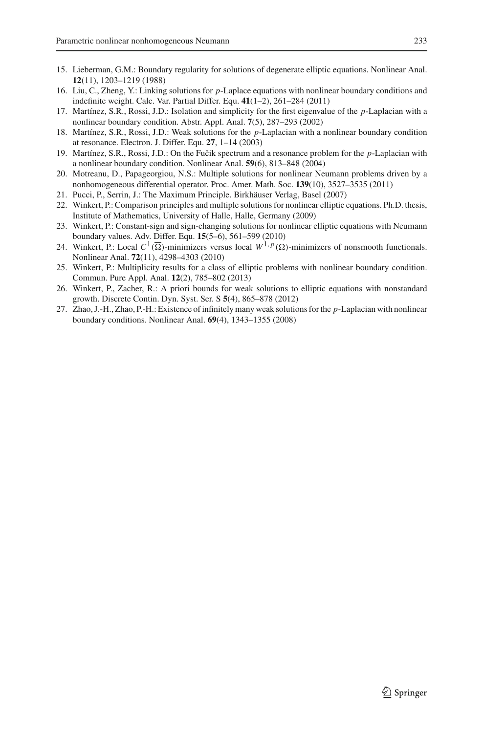15. Lieberman, G.M.: Boundary regularity for solutions of degenerate elliptic equations. Nonlinear Anal. **12**(11), 1203–1219 (1988)
16. Liu, C., Zheng, Y.: Linking solutions for $p$-Laplace equations with nonlinear boundary conditions and indefinite weight. Calc. Var. Partial Differ. Equ. **41**(1–2), 261–284 (2011)
17. Martínez, S.R., Rossi, J.D.: Isolation and simplicity for the first eigenvalue of the $p$-Laplacian with a nonlinear boundary condition. Abstr. Appl. Anal. **7**(5), 287–293 (2002)
18. Martínez, S.R., Rossi, J.D.: Weak solutions for the $p$-Laplacian with a nonlinear boundary condition at resonance. Electron. J. Differ. Equ. **27**, 1–14 (2003)
19. Martínez, S.R., Rossi, J.D.: On the Fučik spectrum and a resonance problem for the $p$-Laplacian with a nonlinear boundary condition. Nonlinear Anal. **59**(6), 813–848 (2004)
20. Motreanu, D., Papageorgiou, N.S.: Multiple solutions for nonlinear Neumann problems driven by a nonhomogeneous differential operator. Proc. Amer. Math. Soc. **139**(10), 3527–3535 (2011)
21. Pucci, P., Serrin, J.: The Maximum Principle. Birkhäuser Verlag, Basel (2007)
22. Winkert, P.: Comparison principles and multiple solutions for nonlinear elliptic equations. Ph.D. thesis, Institute of Mathematics, University of Halle, Halle, Germany (2009)
23. Winkert, P.: Constant-sign and sign-changing solutions for nonlinear elliptic equations with Neumann boundary values. Adv. Differ. Equ. **15**(5–6), 561–599 (2010)
24. Winkert, P.: Local $C^1(\overline{\Omega})$-minimizers versus local $W^{1,p}(\Omega)$-minimizers of nonsmooth functionals. Nonlinear Anal. **72**(11), 4298–4303 (2010)
25. Winkert, P.: Multiplicity results for a class of elliptic problems with nonlinear boundary condition. Commun. Pure Appl. Anal. **12**(2), 785–802 (2013)
26. Winkert, P., Zacher, R.: A priori bounds for weak solutions to elliptic equations with nonstandard growth. Discrete Contin. Dyn. Syst. Ser. S **5**(4), 865–878 (2012)
27. Zhao, J.-H., Zhao, P.-H.: Existence of infinitely many weak solutions for the $p$-Laplacian with nonlinear boundary conditions. Nonlinear Anal. **69**(4), 1343–1355 (2008)